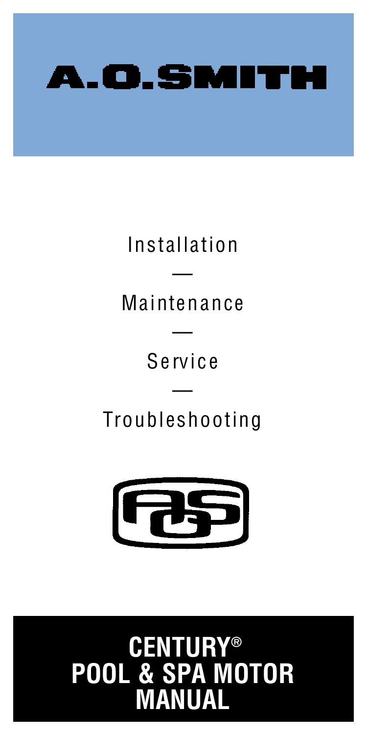# A.O.SMITH

Installation

—

Maintenance

—

Service

—

Troubleshooting

# CENTURY®
# POOL & SPA MOTOR
# MANUAL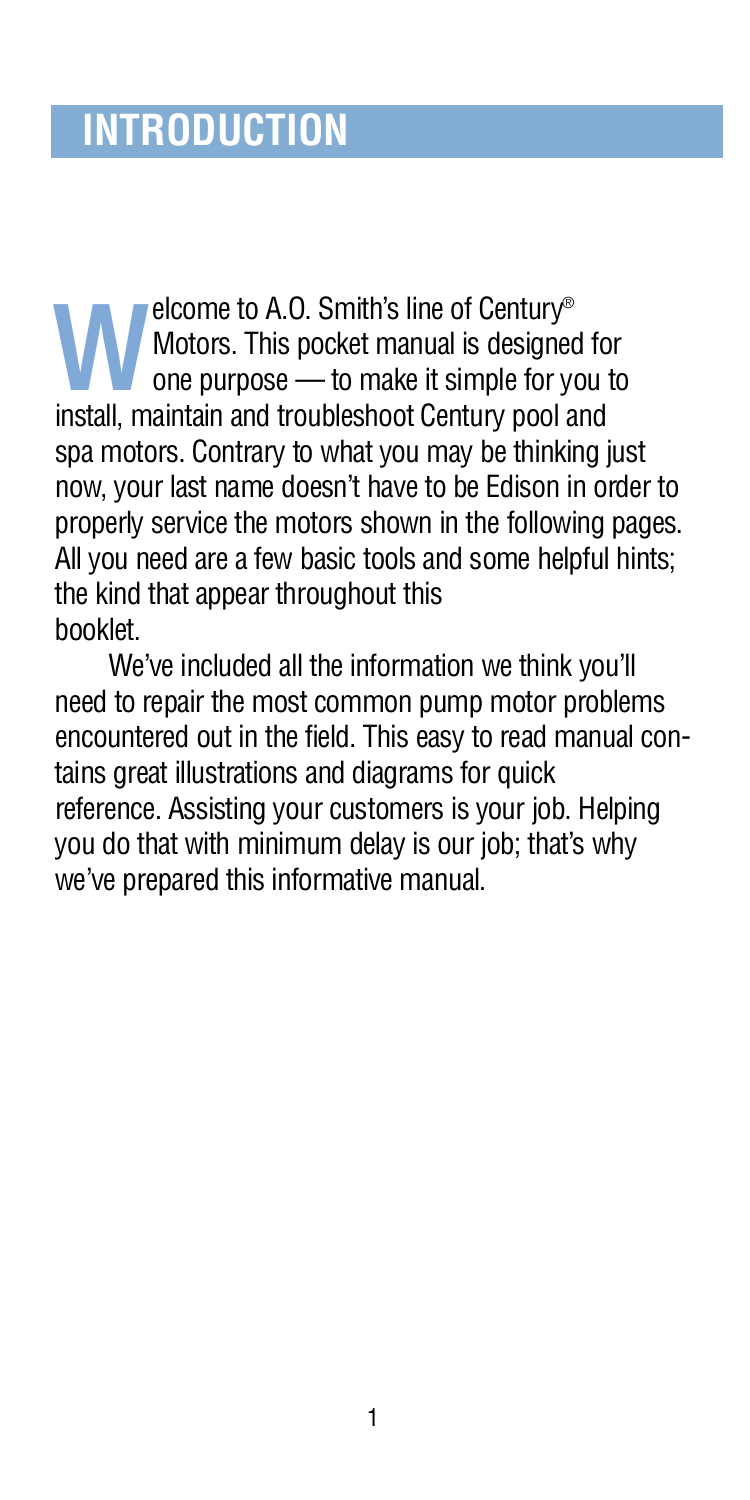# INTRODUCTION

Welcome to A.O. Smith's line of Century® Motors. This pocket manual is designed for one purpose — to make it simple for you to install, maintain and troubleshoot Century pool and spa motors. Contrary to what you may be thinking just now, your last name doesn't have to be Edison in order to properly service the motors shown in the following pages. All you need are a few basic tools and some helpful hints; the kind that appear throughout this booklet.

We've included all the information we think you'll need to repair the most common pump motor problems encountered out in the field. This easy to read manual contains great illustrations and diagrams for quick reference. Assisting your customers is your job. Helping you do that with minimum delay is our job; that's why we've prepared this informative manual.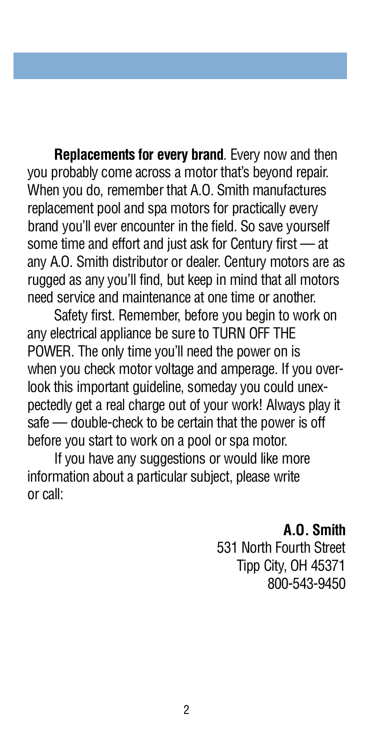**Replacements for every brand**. Every now and then you probably come across a motor that's beyond repair. When you do, remember that A.O. Smith manufactures replacement pool and spa motors for practically every brand you'll ever encounter in the field. So save yourself some time and effort and just ask for Century first — at any A.O. Smith distributor or dealer. Century motors are as rugged as any you'll find, but keep in mind that all motors need service and maintenance at one time or another.

Safety first. Remember, before you begin to work on any electrical appliance be sure to TURN OFF THE POWER. The only time you'll need the power on is when you check motor voltage and amperage. If you overlook this important guideline, someday you could unexpectedly get a real charge out of your work! Always play it safe — double-check to be certain that the power is off before you start to work on a pool or spa motor.

If you have any suggestions or would like more information about a particular subject, please write or call:

**A.O. Smith**
531 North Fourth Street
Tipp City, OH 45371
800-543-9450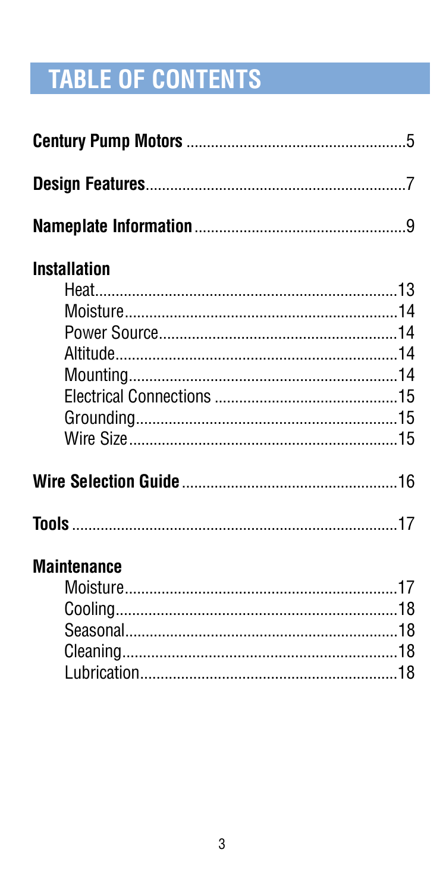# TABLE OF CONTENTS

**Century Pump Motors** .....................................................5

**Design Features**...............................................................7

**Nameplate Information**...................................................9

**Installation**

- Heat..........................................................................13
- Moisture...................................................................14
- Power Source..........................................................14
- Altitude.....................................................................14
- Mounting..................................................................14
- Electrical Connections .............................................15
- Grounding................................................................15
- Wire Size.................................................................15

**Wire Selection Guide**......................................................16

**Tools**................................................................................17

**Maintenance**

- Moisture...................................................................17
- Cooling.....................................................................18
- Seasonal..................................................................18
- Cleaning...................................................................18
- Lubrication...............................................................18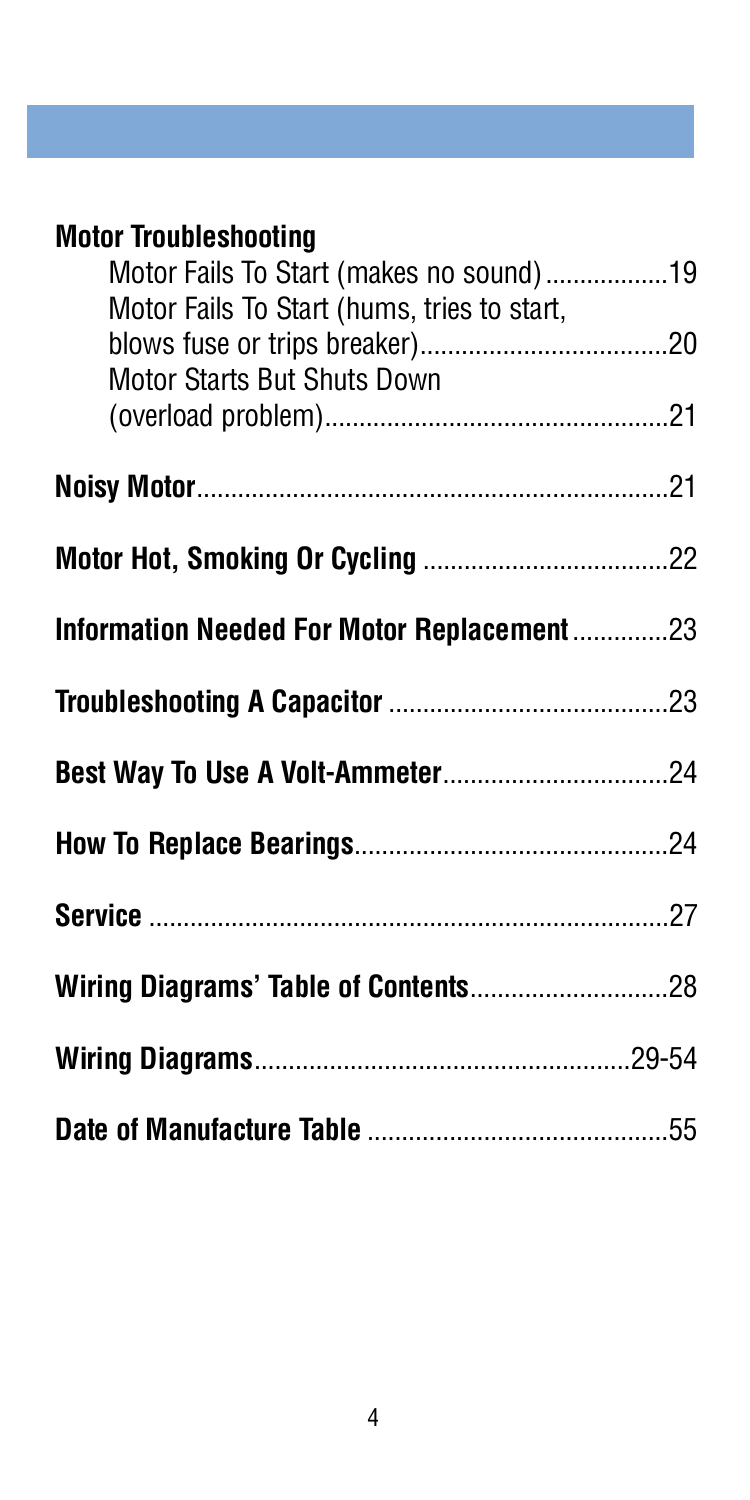**Motor Troubleshooting**

- Motor Fails To Start (makes no sound) .................. 19
- Motor Fails To Start (hums, tries to start, blows fuse or trips breaker) .................................... 20
- Motor Starts But Shuts Down (overload problem) ................................................. 21

**Noisy Motor** .................................................................... 21

**Motor Hot, Smoking Or Cycling** .................................... 22

**Information Needed For Motor Replacement** .............. 23

**Troubleshooting A Capacitor** ......................................... 23

**Best Way To Use A Volt-Ammeter** ................................. 24

**How To Replace Bearings** .............................................. 24

**Service** ............................................................................ 27

**Wiring Diagrams' Table of Contents** ............................. 28

**Wiring Diagrams** ...................................................... 29-54

**Date of Manufacture Table** ............................................ 55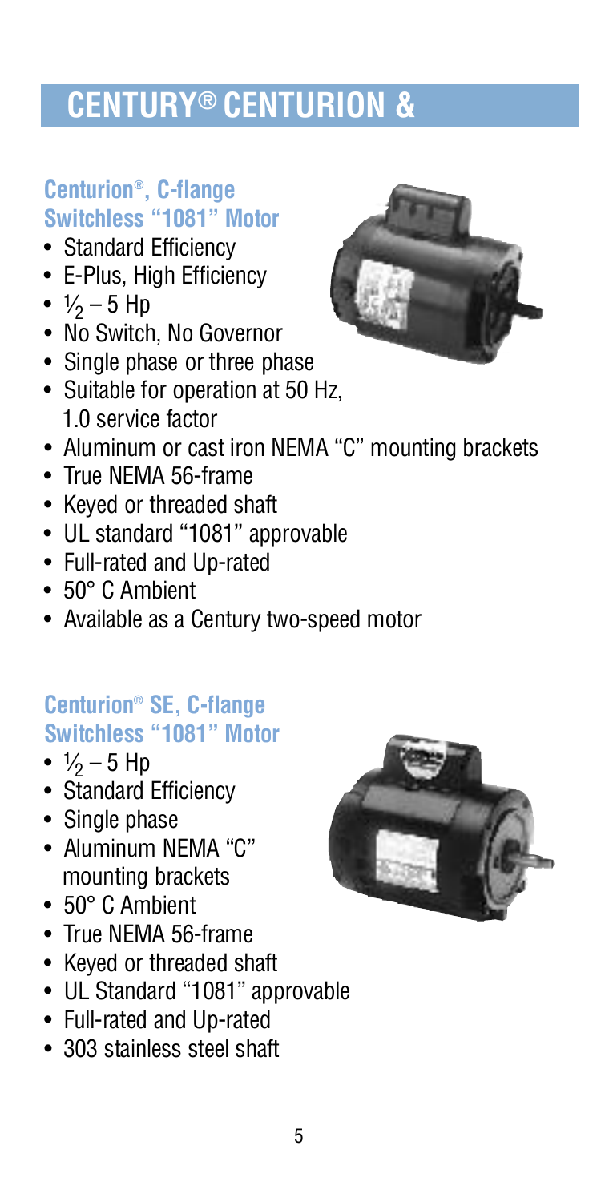# CENTURY® CENTURION &

### Centurion®, C-flange Switchless "1081" Motor

- Standard Efficiency
- E-Plus, High Efficiency
- ½ – 5 Hp
- No Switch, No Governor
- Single phase or three phase
- Suitable for operation at 50 Hz, 1.0 service factor
- Aluminum or cast iron NEMA "C" mounting brackets
- True NEMA 56-frame
- Keyed or threaded shaft
- UL standard "1081" approvable
- Full-rated and Up-rated
- 50° C Ambient
- Available as a Century two-speed motor

### Centurion® SE, C-flange Switchless "1081" Motor

- ½ – 5 Hp
- Standard Efficiency
- Single phase
- Aluminum NEMA "C" mounting brackets
- 50° C Ambient
- True NEMA 56-frame
- Keyed or threaded shaft
- UL Standard "1081" approvable
- Full-rated and Up-rated
- 303 stainless steel shaft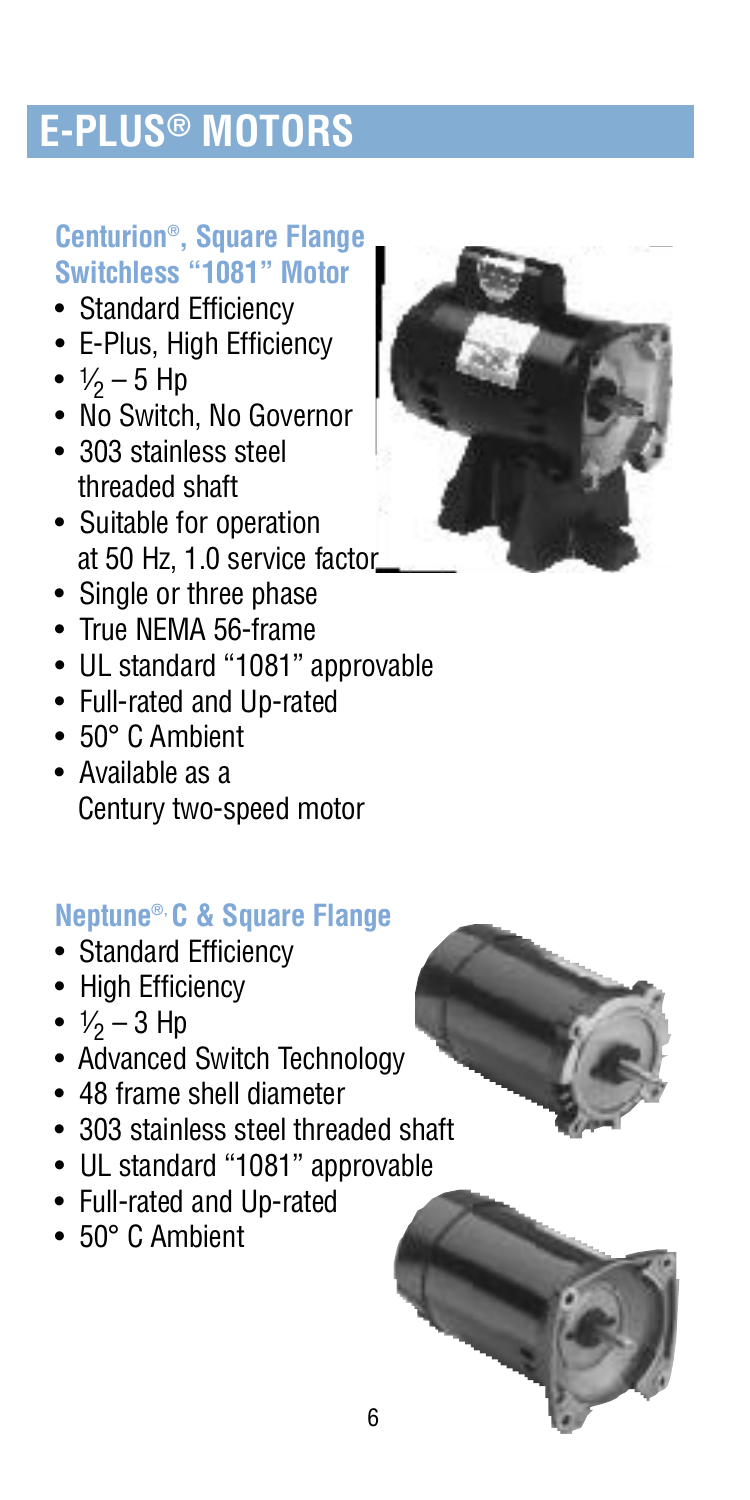# E-PLUS® MOTORS

### Centurion®, Square Flange Switchless "1081" Motor

- Standard Efficiency
- E-Plus, High Efficiency
- ½ – 5 Hp
- No Switch, No Governor
- 303 stainless steel threaded shaft
- Suitable for operation at 50 Hz, 1.0 service factor
- Single or three phase
- True NEMA 56-frame
- UL standard "1081" approvable
- Full-rated and Up-rated
- 50° C Ambient
- Available as a Century two-speed motor

### Neptune®, C & Square Flange

- Standard Efficiency
- High Efficiency
- ½ – 3 Hp
- Advanced Switch Technology
- 48 frame shell diameter
- 303 stainless steel threaded shaft
- UL standard "1081" approvable
- Full-rated and Up-rated
- 50° C Ambient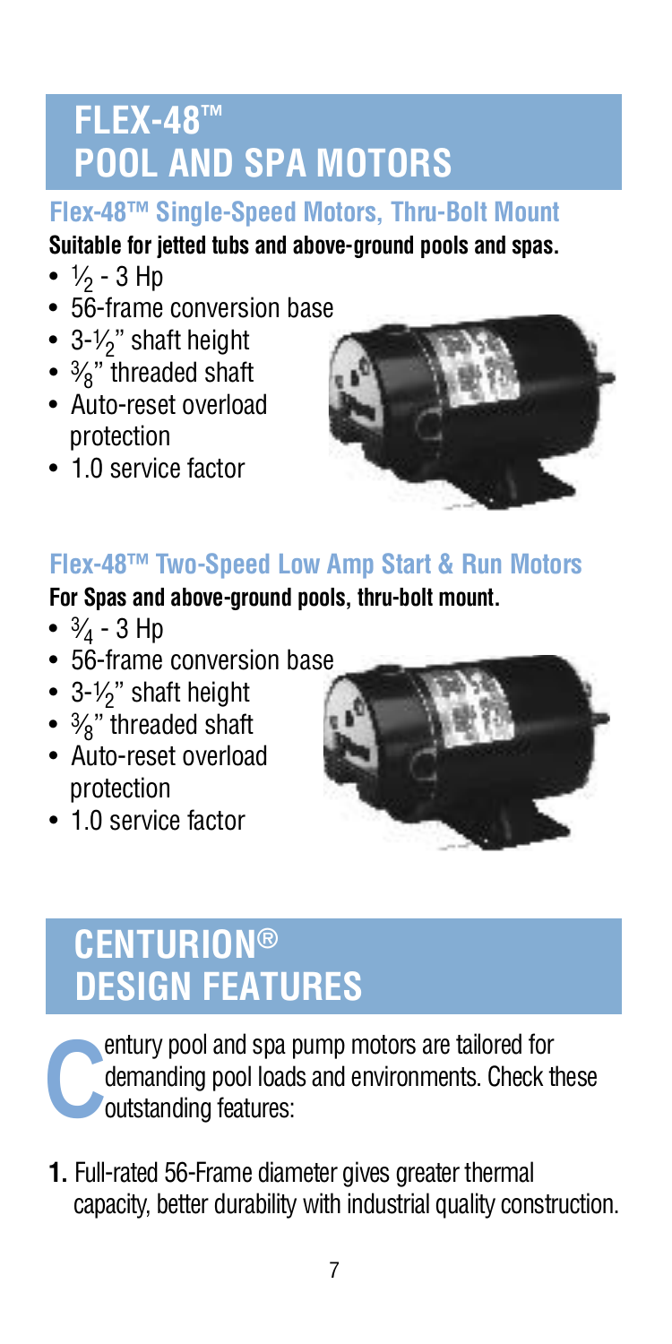# FLEX-48™ POOL AND SPA MOTORS

## Flex-48™ Single-Speed Motors, Thru-Bolt Mount

**Suitable for jetted tubs and above-ground pools and spas.**

- ½ - 3 Hp
- 56-frame conversion base
- 3-½" shaft height
- ⅜" threaded shaft
- Auto-reset overload protection
- 1.0 service factor

## Flex-48™ Two-Speed Low Amp Start & Run Motors

**For Spas and above-ground pools, thru-bolt mount.**

- ¾ - 3 Hp
- 56-frame conversion base
- 3-½" shaft height
- ⅜" threaded shaft
- Auto-reset overload protection
- 1.0 service factor

# CENTURION® DESIGN FEATURES

Century pool and spa pump motors are tailored for demanding pool loads and environments. Check these outstanding features:

1. Full-rated 56-Frame diameter gives greater thermal capacity, better durability with industrial quality construction.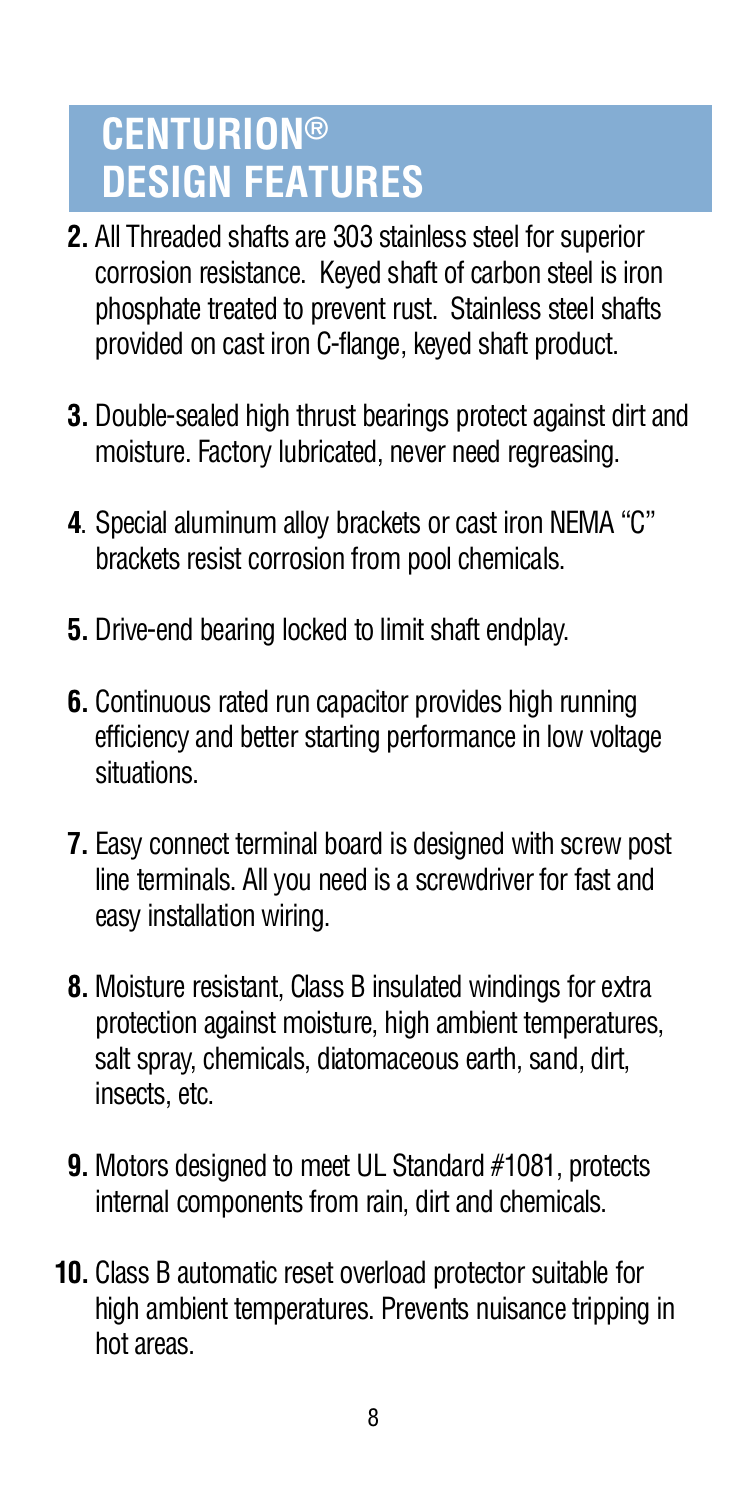# CENTURION® DESIGN FEATURES

2. All Threaded shafts are 303 stainless steel for superior corrosion resistance. Keyed shaft of carbon steel is iron phosphate treated to prevent rust. Stainless steel shafts provided on cast iron C-flange, keyed shaft product.

3. Double-sealed high thrust bearings protect against dirt and moisture. Factory lubricated, never need regreasing.

4. Special aluminum alloy brackets or cast iron NEMA "C" brackets resist corrosion from pool chemicals.

5. Drive-end bearing locked to limit shaft endplay.

6. Continuous rated run capacitor provides high running efficiency and better starting performance in low voltage situations.

7. Easy connect terminal board is designed with screw post line terminals. All you need is a screwdriver for fast and easy installation wiring.

8. Moisture resistant, Class B insulated windings for extra protection against moisture, high ambient temperatures, salt spray, chemicals, diatomaceous earth, sand, dirt, insects, etc.

9. Motors designed to meet UL Standard #1081, protects internal components from rain, dirt and chemicals.

10. Class B automatic reset overload protector suitable for high ambient temperatures. Prevents nuisance tripping in hot areas.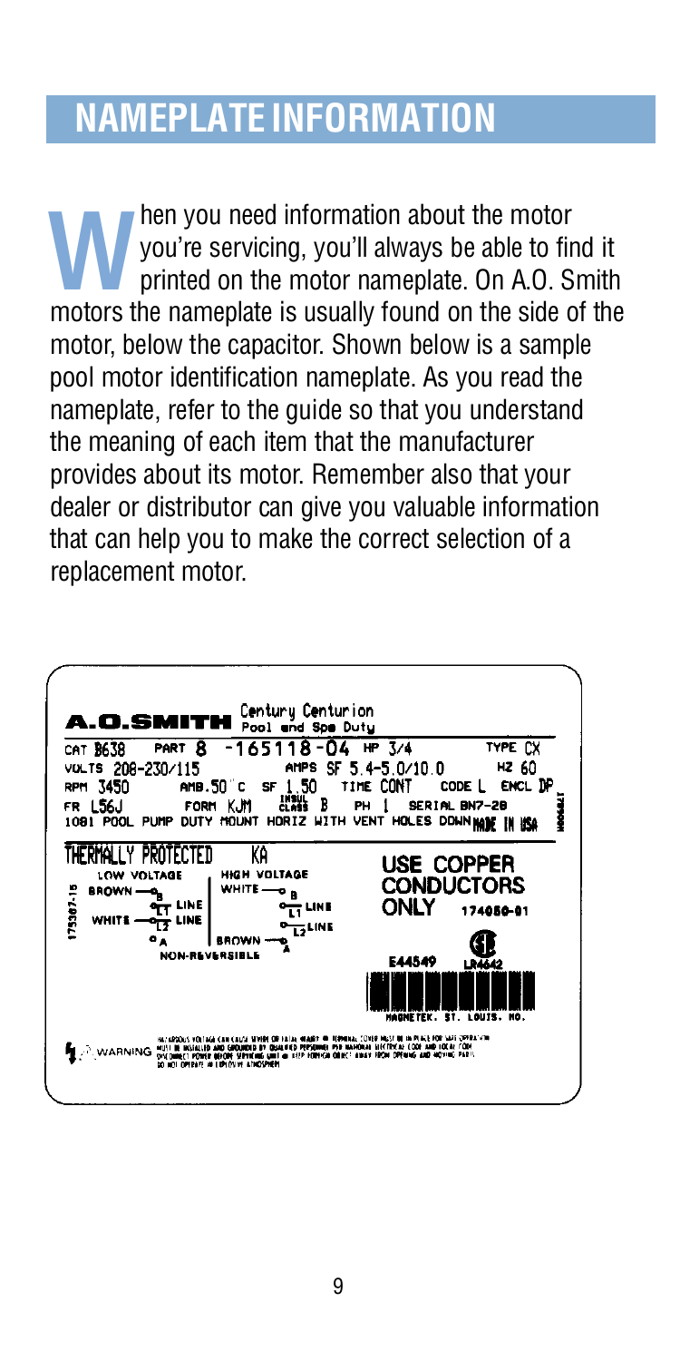## NAMEPLATE INFORMATION

When you need information about the motor you're servicing, you'll always be able to find it printed on the motor nameplate. On A.O. Smith motors the nameplate is usually found on the side of the motor, below the capacitor. Shown below is a sample pool motor identification nameplate. As you read the nameplate, refer to the guide so that you understand the meaning of each item that the manufacturer provides about its motor. Remember also that your dealer or distributor can give you valuable information that can help you to make the correct selection of a replacement motor.

**A.O.SMITH** Century Centurion
Pool and Spa Duty

CAT B638 PART 8-165118-04 HP 3/4 TYPE CX
VOLTS 208-230/115 AMPS SF 5.4-5.0/10.0 HZ 60
RPM 3450 AMB. 50°C SF 1.50 TIME CONT CODE L ENCL DP
FR L56J FORM KJM INSUL CLASS B PH 1 SERIAL BN7-28
1081 POOL PUMP DUTY MOUNT HORIZ WITH VENT HOLES DOWN MADE IN USA

THERMALLY PROTECTED KA

LOW VOLTAGE: BROWN — B; WHITE — L2 LINE; L1 LINE; A

HIGH VOLTAGE: WHITE — B; L1 LINE; L2 LINE; BROWN — A

NON-REVERSIBLE

175307-15

USE COPPER CONDUCTORS ONLY 174050-01

E44549 LR4642

MAGNETEK. ST. LOUIS, MO.

WARNING: HAZARDOUS VOLTAGE CAN CAUSE SEVERE OR FATAL INJURY. TERMINAL COVER MUST BE IN PLACE FOR SAFE OPERATION. MUST BE INSTALLED AND GROUNDED BY QUALIFIED PERSONNEL PER NATIONAL ELECTRICAL CODE AND LOCAL CODE. DISCONNECT POWER BEFORE SERVICING UNIT. KEEP FOREIGN OBJECT AWAY FROM OPENING AND MOVING PARTS. DO NOT OPERATE IN EXPLOSIVE ATMOSPHERE.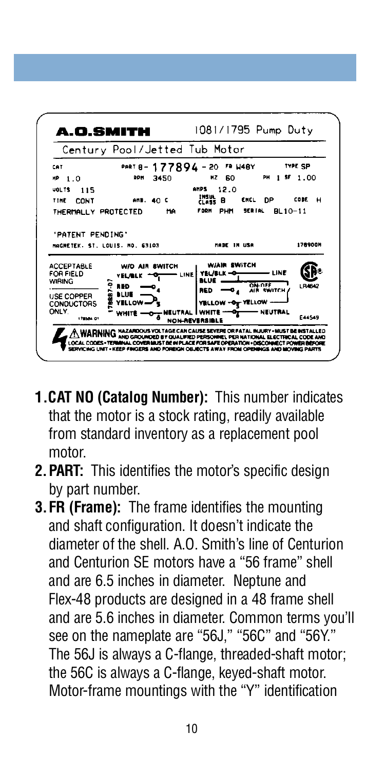**A.O.SMITH** — 1081/1795 Pump Duty

Century Pool/Jetted Tub Motor

| | | | |
|---|---|---|---|
| CAT | PART 8-177894-20 | FR W48Y | TYPE SP |
| HP 1.0 | RPM 3450 | HZ 60 | PH 1 SF 1.00 |
| VOLTS 115 | | AMPS 12.0 | |
| TIME CONT | AMB. 40 C | INSUL CLASS B | ENCL DP CODE H |
| THERMALLY PROTECTED | MA | FORM PHM | SERIAL BL10-11 |

'PATENT PENDING'

MAGNETEK. ST. LOUIS. MO. 63103 — MADE IN USA — 178900H

ACCEPTABLE FOR FIELD WIRING — USE COPPER CONDUCTORS ONLY. 178584 01

W/O AIR SWITCH: YEL/BLK 1 LINE; RED 4; BLUE; YELLOW 5; WHITE NEUTRAL (178887-07)

W/AIR SWITCH: YEL/BLK LINE; BLUE; RED 4; ON-OFF AIR SWITCH; YELLOW 5 YELLOW; WHITE 6 NEUTRAL

NON-REVERSIBLE

LR4642 — E44549

⚠ WARNING: HAZARDOUS VOLTAGE CAN CAUSE SEVERE OR FATAL INJURY • MUST BE INSTALLED AND GROUNDED BY QUALIFIED PERSONNEL PER NATIONAL ELECTRICAL CODE AND LOCAL CODES • TERMINAL COVER MUST BE IN PLACE FOR SAFE OPERATION • DISCONNECT POWER BEFORE SERVICING UNIT • KEEP FINGERS AND FOREIGN OBJECTS AWAY FROM OPENINGS AND MOVING PARTS

1. **CAT NO (Catalog Number):** This number indicates that the motor is a stock rating, readily available from standard inventory as a replacement pool motor.
2. **PART:** This identifies the motor's specific design by part number.
3. **FR (Frame):** The frame identifies the mounting and shaft configuration. It doesn't indicate the diameter of the shell. A.O. Smith's line of Centurion and Centurion SE motors have a "56 frame" shell and are 6.5 inches in diameter. Neptune and Flex-48 products are designed in a 48 frame shell and are 5.6 inches in diameter. Common terms you'll see on the nameplate are "56J," "56C" and "56Y." The 56J is always a C-flange, threaded-shaft motor; the 56C is always a C-flange, keyed-shaft motor. Motor-frame mountings with the "Y" identification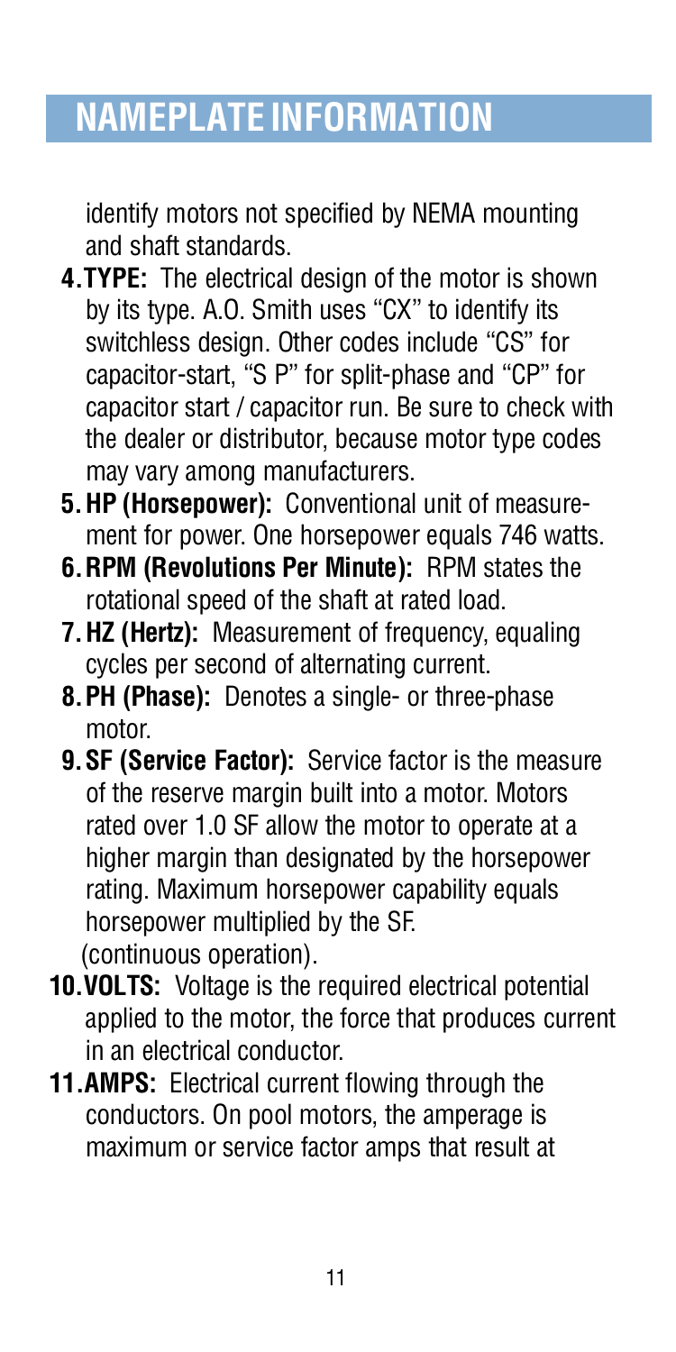## NAMEPLATE INFORMATION

identify motors not specified by NEMA mounting and shaft standards.

4. **TYPE:** The electrical design of the motor is shown by its type. A.O. Smith uses "CX" to identify its switchless design. Other codes include "CS" for capacitor-start, "S P" for split-phase and "CP" for capacitor start / capacitor run. Be sure to check with the dealer or distributor, because motor type codes may vary among manufacturers.
5. **HP (Horsepower):** Conventional unit of measurement for power. One horsepower equals 746 watts.
6. **RPM (Revolutions Per Minute):** RPM states the rotational speed of the shaft at rated load.
7. **HZ (Hertz):** Measurement of frequency, equaling cycles per second of alternating current.
8. **PH (Phase):** Denotes a single- or three-phase motor.
9. **SF (Service Factor):** Service factor is the measure of the reserve margin built into a motor. Motors rated over 1.0 SF allow the motor to operate at a higher margin than designated by the horsepower rating. Maximum horsepower capability equals horsepower multiplied by the SF. (continuous operation).
10. **VOLTS:** Voltage is the required electrical potential applied to the motor, the force that produces current in an electrical conductor.
11. **AMPS:** Electrical current flowing through the conductors. On pool motors, the amperage is maximum or service factor amps that result at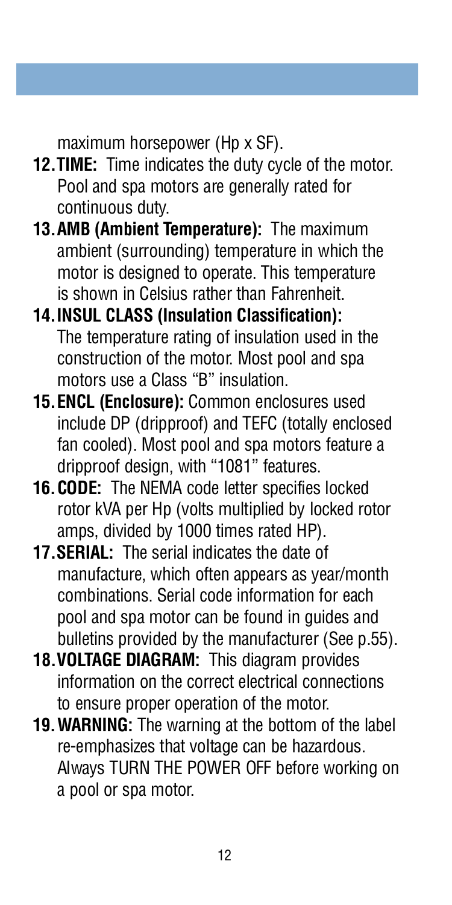maximum horsepower (Hp x SF).

12. **TIME:** Time indicates the duty cycle of the motor. Pool and spa motors are generally rated for continuous duty.
13. **AMB (Ambient Temperature):** The maximum ambient (surrounding) temperature in which the motor is designed to operate. This temperature is shown in Celsius rather than Fahrenheit.
14. **INSUL CLASS (Insulation Classification):** The temperature rating of insulation used in the construction of the motor. Most pool and spa motors use a Class "B" insulation.
15. **ENCL (Enclosure):** Common enclosures used include DP (dripproof) and TEFC (totally enclosed fan cooled). Most pool and spa motors feature a dripproof design, with "1081" features.
16. **CODE:** The NEMA code letter specifies locked rotor kVA per Hp (volts multiplied by locked rotor amps, divided by 1000 times rated HP).
17. **SERIAL:** The serial indicates the date of manufacture, which often appears as year/month combinations. Serial code information for each pool and spa motor can be found in guides and bulletins provided by the manufacturer (See p.55).
18. **VOLTAGE DIAGRAM:** This diagram provides information on the correct electrical connections to ensure proper operation of the motor.
19. **WARNING:** The warning at the bottom of the label re-emphasizes that voltage can be hazardous. Always TURN THE POWER OFF before working on a pool or spa motor.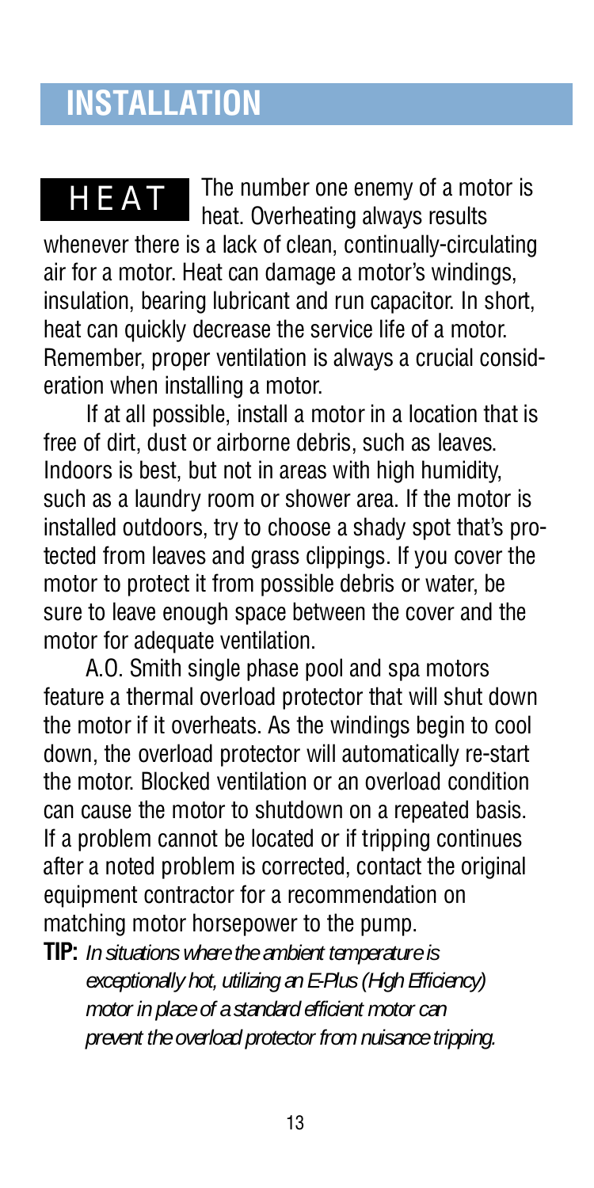# INSTALLATION

**HEAT** The number one enemy of a motor is heat. Overheating always results whenever there is a lack of clean, continually-circulating air for a motor. Heat can damage a motor's windings, insulation, bearing lubricant and run capacitor. In short, heat can quickly decrease the service life of a motor. Remember, proper ventilation is always a crucial consideration when installing a motor.

If at all possible, install a motor in a location that is free of dirt, dust or airborne debris, such as leaves. Indoors is best, but not in areas with high humidity, such as a laundry room or shower area. If the motor is installed outdoors, try to choose a shady spot that's protected from leaves and grass clippings. If you cover the motor to protect it from possible debris or water, be sure to leave enough space between the cover and the motor for adequate ventilation.

A.O. Smith single phase pool and spa motors feature a thermal overload protector that will shut down the motor if it overheats. As the windings begin to cool down, the overload protector will automatically re-start the motor. Blocked ventilation or an overload condition can cause the motor to shutdown on a repeated basis. If a problem cannot be located or if tripping continues after a noted problem is corrected, contact the original equipment contractor for a recommendation on matching motor horsepower to the pump.

**TIP:** *In situations where the ambient temperature is exceptionally hot, utilizing an E-Plus (High Efficiency) motor in place of a standard efficient motor can prevent the overload protector from nuisance tripping.*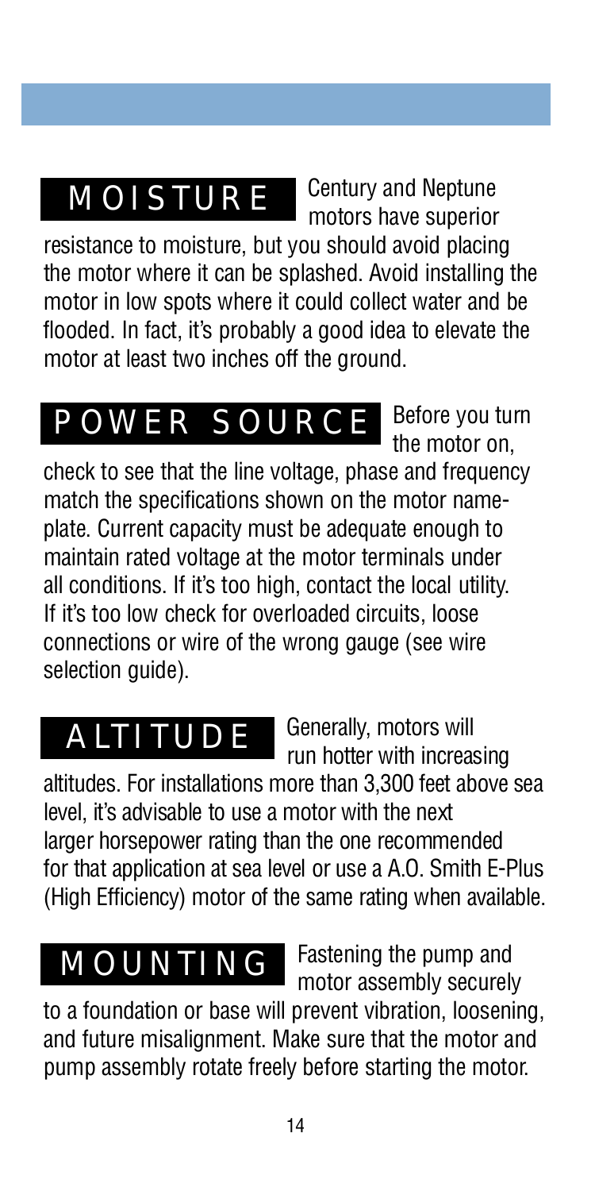## MOISTURE

Century and Neptune motors have superior resistance to moisture, but you should avoid placing the motor where it can be splashed. Avoid installing the motor in low spots where it could collect water and be flooded. In fact, it's probably a good idea to elevate the motor at least two inches off the ground.

## POWER SOURCE

Before you turn the motor on, check to see that the line voltage, phase and frequency match the specifications shown on the motor nameplate. Current capacity must be adequate enough to maintain rated voltage at the motor terminals under all conditions. If it's too high, contact the local utility. If it's too low check for overloaded circuits, loose connections or wire of the wrong gauge (see wire selection guide).

## ALTITUDE

Generally, motors will run hotter with increasing altitudes. For installations more than 3,300 feet above sea level, it's advisable to use a motor with the next larger horsepower rating than the one recommended for that application at sea level or use a A.O. Smith E-Plus (High Efficiency) motor of the same rating when available.

## MOUNTING

Fastening the pump and motor assembly securely to a foundation or base will prevent vibration, loosening, and future misalignment. Make sure that the motor and pump assembly rotate freely before starting the motor.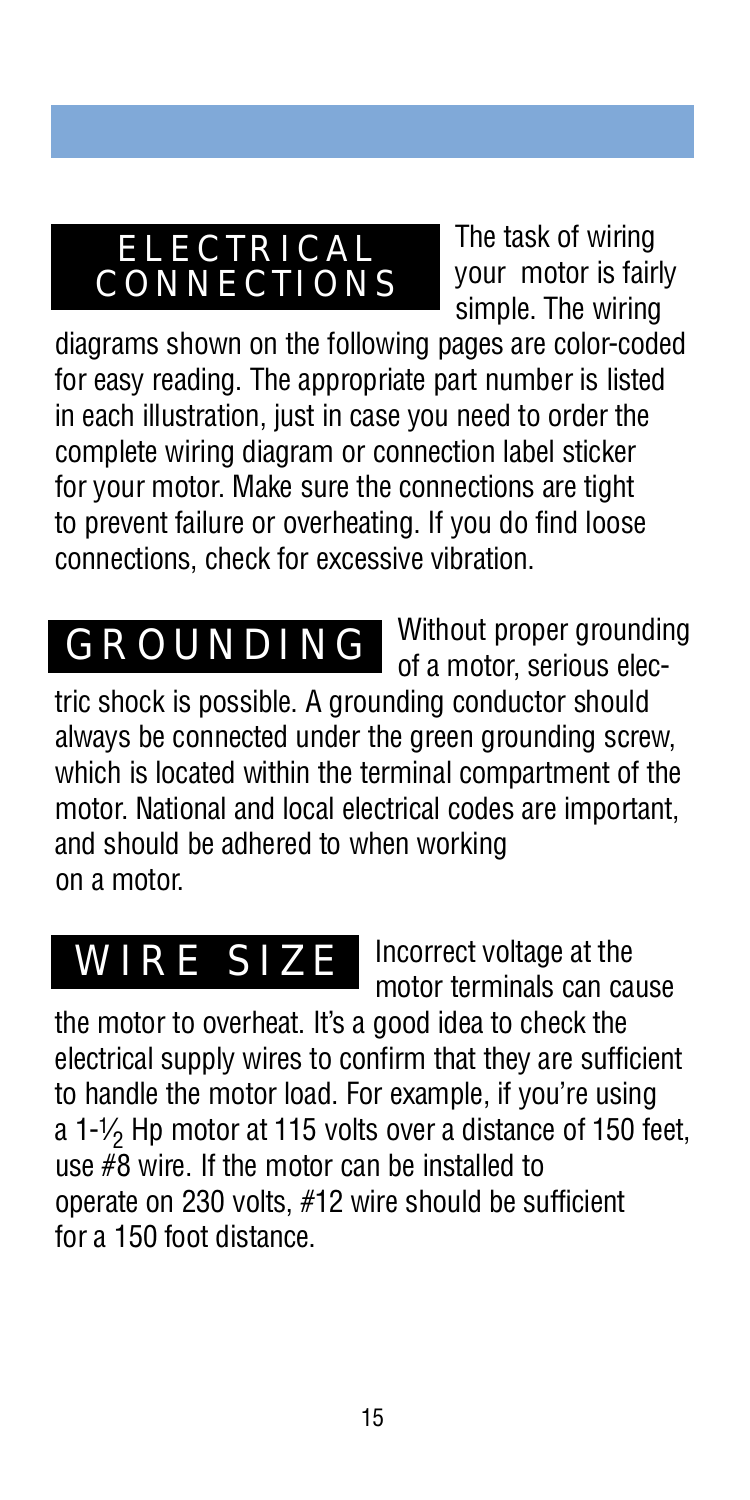## ELECTRICAL CONNECTIONS

The task of wiring your motor is fairly simple. The wiring diagrams shown on the following pages are color-coded for easy reading. The appropriate part number is listed in each illustration, just in case you need to order the complete wiring diagram or connection label sticker for your motor. Make sure the connections are tight to prevent failure or overheating. If you do find loose connections, check for excessive vibration.

## GROUNDING

Without proper grounding of a motor, serious electric shock is possible. A grounding conductor should always be connected under the green grounding screw, which is located within the terminal compartment of the motor. National and local electrical codes are important, and should be adhered to when working on a motor.

## WIRE SIZE

Incorrect voltage at the motor terminals can cause the motor to overheat. It's a good idea to check the electrical supply wires to confirm that they are sufficient to handle the motor load. For example, if you're using a 1-½ Hp motor at 115 volts over a distance of 150 feet, use #8 wire. If the motor can be installed to operate on 230 volts, #12 wire should be sufficient for a 150 foot distance.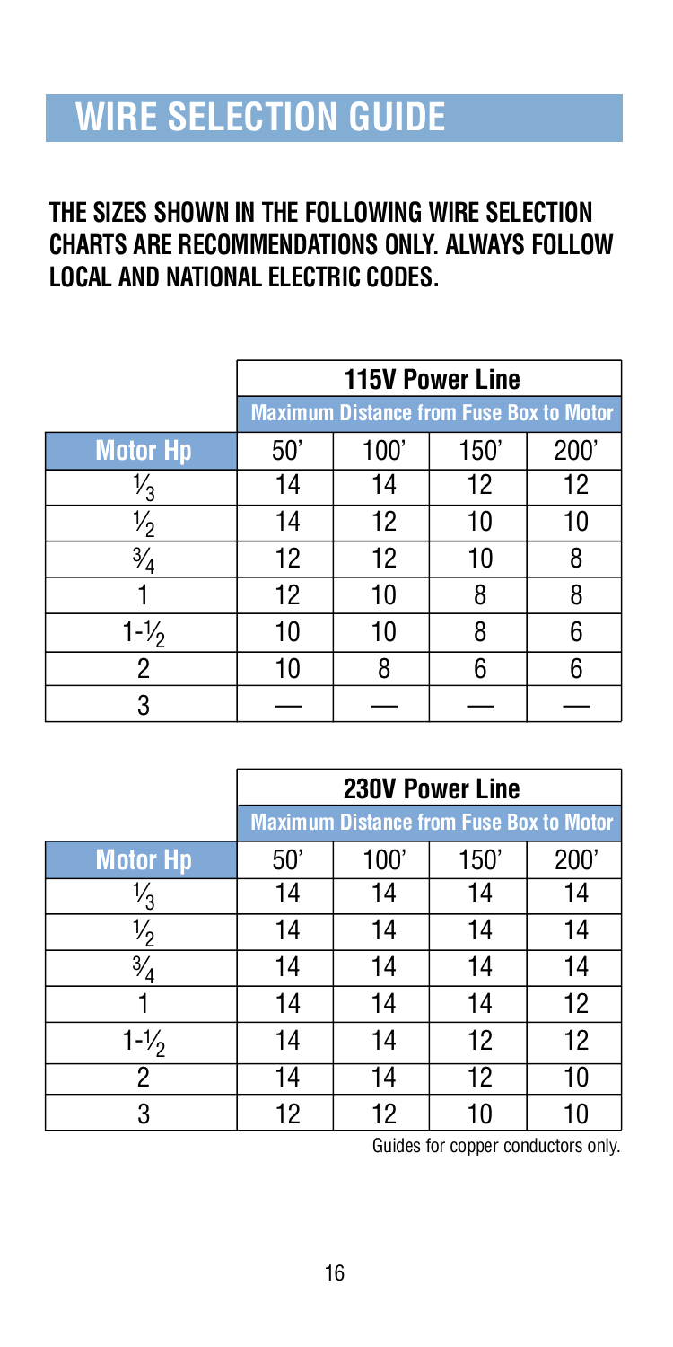# WIRE SELECTION GUIDE

**THE SIZES SHOWN IN THE FOLLOWING WIRE SELECTION CHARTS ARE RECOMMENDATIONS ONLY. ALWAYS FOLLOW LOCAL AND NATIONAL ELECTRIC CODES.**

| | 115V Power Line | | | |
|---|---|---|---|---|
| | Maximum Distance from Fuse Box to Motor | | | |
| **Motor Hp** | 50' | 100' | 150' | 200' |
| 1/3 | 14 | 14 | 12 | 12 |
| 1/2 | 14 | 12 | 10 | 10 |
| 3/4 | 12 | 12 | 10 | 8 |
| 1 | 12 | 10 | 8 | 8 |
| 1-1/2 | 10 | 10 | 8 | 6 |
| 2 | 10 | 8 | 6 | 6 |
| 3 | — | — | — | — |

| | 230V Power Line | | | |
|---|---|---|---|---|
| | Maximum Distance from Fuse Box to Motor | | | |
| **Motor Hp** | 50' | 100' | 150' | 200' |
| 1/3 | 14 | 14 | 14 | 14 |
| 1/2 | 14 | 14 | 14 | 14 |
| 3/4 | 14 | 14 | 14 | 14 |
| 1 | 14 | 14 | 14 | 12 |
| 1-1/2 | 14 | 14 | 12 | 12 |
| 2 | 14 | 14 | 12 | 10 |
| 3 | 12 | 12 | 10 | 10 |

Guides for copper conductors only.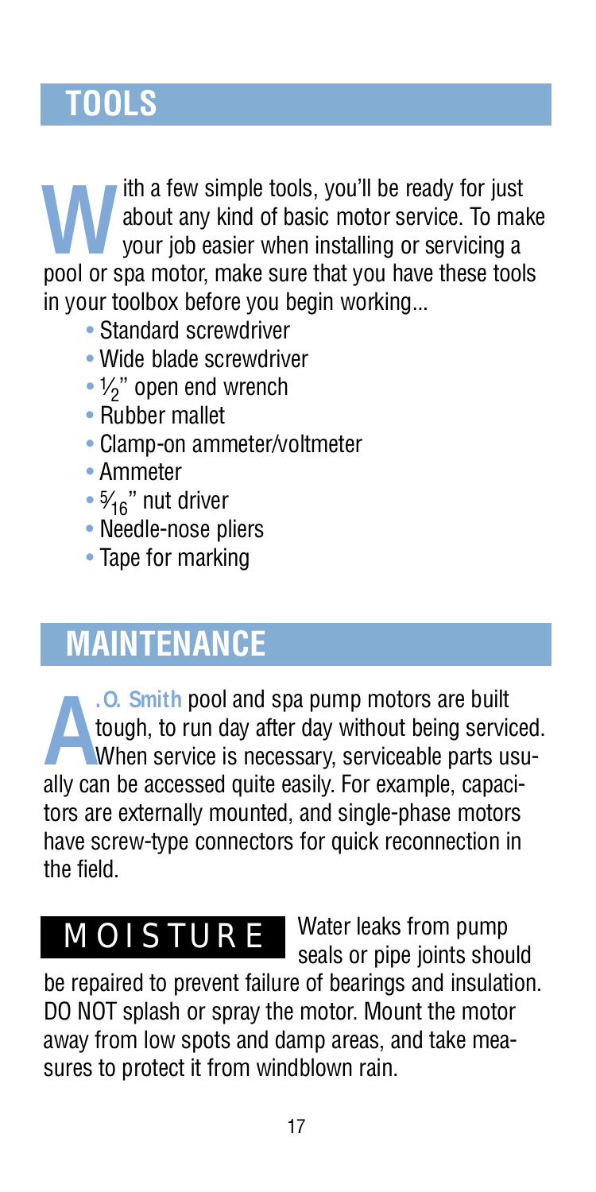## TOOLS

With a few simple tools, you'll be ready for just about any kind of basic motor service. To make your job easier when installing or servicing a pool or spa motor, make sure that you have these tools in your toolbox before you begin working...

- Standard screwdriver
- Wide blade screwdriver
- ½" open end wrench
- Rubber mallet
- Clamp-on ammeter/voltmeter
- Ammeter
- ⁵⁄₁₆" nut driver
- Needle-nose pliers
- Tape for marking

## MAINTENANCE

A.O. Smith pool and spa pump motors are built tough, to run day after day without being serviced. When service is necessary, serviceable parts usually can be accessed quite easily. For example, capacitors are externally mounted, and single-phase motors have screw-type connectors for quick reconnection in the field.

### MOISTURE

Water leaks from pump seals or pipe joints should be repaired to prevent failure of bearings and insulation. DO NOT splash or spray the motor. Mount the motor away from low spots and damp areas, and take measures to protect it from windblown rain.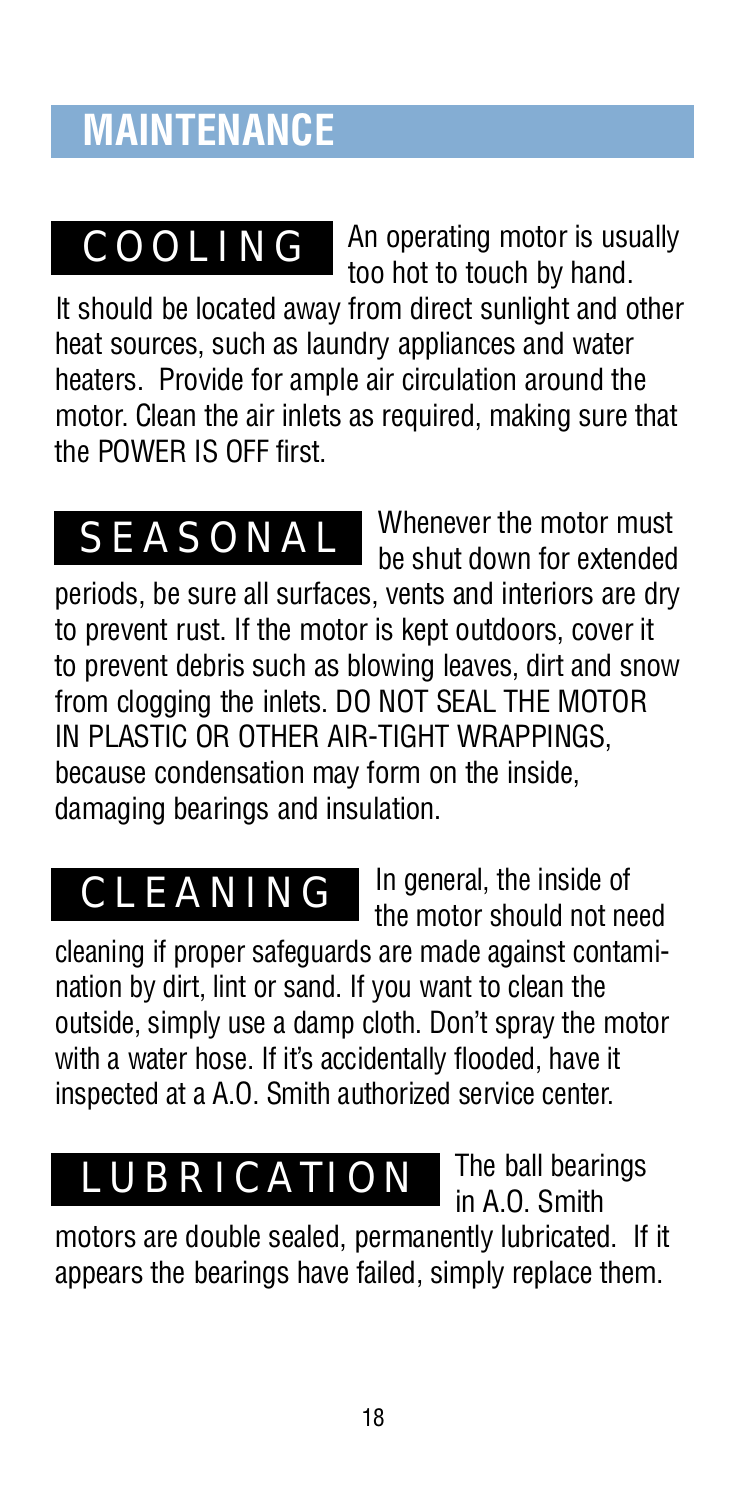# MAINTENANCE

**COOLING** An operating motor is usually too hot to touch by hand. It should be located away from direct sunlight and other heat sources, such as laundry appliances and water heaters. Provide for ample air circulation around the motor. Clean the air inlets as required, making sure that the POWER IS OFF first.

**SEASONAL** Whenever the motor must be shut down for extended periods, be sure all surfaces, vents and interiors are dry to prevent rust. If the motor is kept outdoors, cover it to prevent debris such as blowing leaves, dirt and snow from clogging the inlets. DO NOT SEAL THE MOTOR IN PLASTIC OR OTHER AIR-TIGHT WRAPPINGS, because condensation may form on the inside, damaging bearings and insulation.

**CLEANING** In general, the inside of the motor should not need cleaning if proper safeguards are made against contamination by dirt, lint or sand. If you want to clean the outside, simply use a damp cloth. Don't spray the motor with a water hose. If it's accidentally flooded, have it inspected at a A.O. Smith authorized service center.

**LUBRICATION** The ball bearings in A.O. Smith motors are double sealed, permanently lubricated. If it appears the bearings have failed, simply replace them.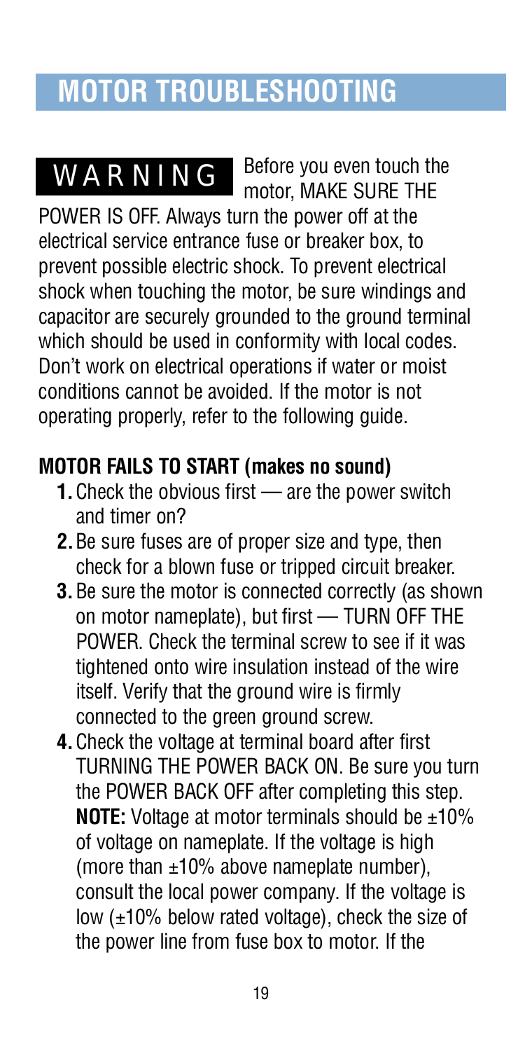# MOTOR TROUBLESHOOTING

**WARNING** Before you even touch the motor, MAKE SURE THE POWER IS OFF. Always turn the power off at the electrical service entrance fuse or breaker box, to prevent possible electric shock. To prevent electrical shock when touching the motor, be sure windings and capacitor are securely grounded to the ground terminal which should be used in conformity with local codes. Don't work on electrical operations if water or moist conditions cannot be avoided. If the motor is not operating properly, refer to the following guide.

### MOTOR FAILS TO START (makes no sound)

1. Check the obvious first — are the power switch and timer on?
2. Be sure fuses are of proper size and type, then check for a blown fuse or tripped circuit breaker.
3. Be sure the motor is connected correctly (as shown on motor nameplate), but first — TURN OFF THE POWER. Check the terminal screw to see if it was tightened onto wire insulation instead of the wire itself. Verify that the ground wire is firmly connected to the green ground screw.
4. Check the voltage at terminal board after first TURNING THE POWER BACK ON. Be sure you turn the POWER BACK OFF after completing this step. **NOTE:** Voltage at motor terminals should be ±10% of voltage on nameplate. If the voltage is high (more than ±10% above nameplate number), consult the local power company. If the voltage is low (±10% below rated voltage), check the size of the power line from fuse box to motor. If the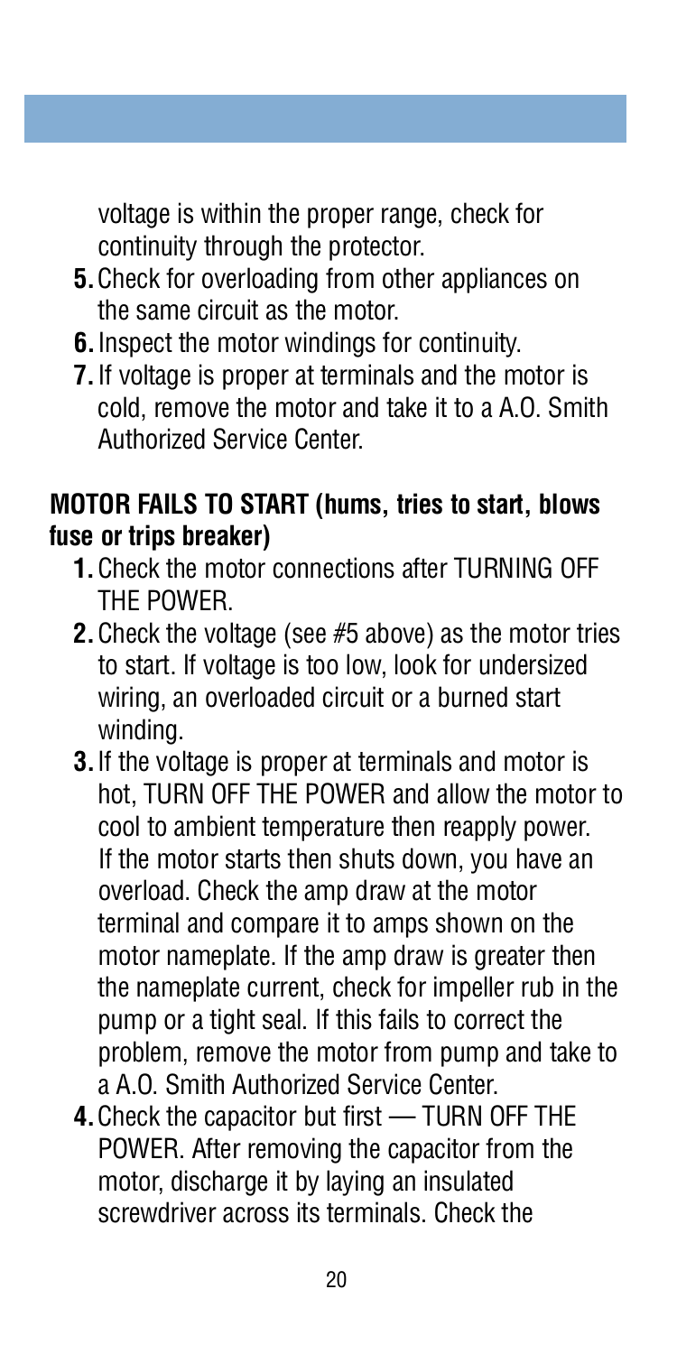voltage is within the proper range, check for continuity through the protector.

5. Check for overloading from other appliances on the same circuit as the motor.
6. Inspect the motor windings for continuity.
7. If voltage is proper at terminals and the motor is cold, remove the motor and take it to a A.O. Smith Authorized Service Center.

**MOTOR FAILS TO START (hums, tries to start, blows fuse or trips breaker)**

1. Check the motor connections after TURNING OFF THE POWER.
2. Check the voltage (see #5 above) as the motor tries to start. If voltage is too low, look for undersized wiring, an overloaded circuit or a burned start winding.
3. If the voltage is proper at terminals and motor is hot, TURN OFF THE POWER and allow the motor to cool to ambient temperature then reapply power. If the motor starts then shuts down, you have an overload. Check the amp draw at the motor terminal and compare it to amps shown on the motor nameplate. If the amp draw is greater then the nameplate current, check for impeller rub in the pump or a tight seal. If this fails to correct the problem, remove the motor from pump and take to a A.O. Smith Authorized Service Center.
4. Check the capacitor but first — TURN OFF THE POWER. After removing the capacitor from the motor, discharge it by laying an insulated screwdriver across its terminals. Check the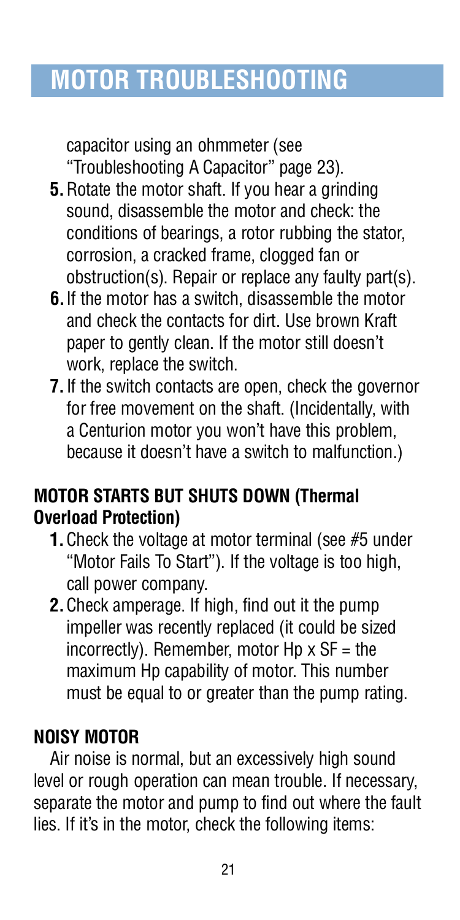capacitor using an ohmmeter (see "Troubleshooting A Capacitor" page 23).

5. Rotate the motor shaft. If you hear a grinding sound, disassemble the motor and check: the conditions of bearings, a rotor rubbing the stator, corrosion, a cracked frame, clogged fan or obstruction(s). Repair or replace any faulty part(s).
6. If the motor has a switch, disassemble the motor and check the contacts for dirt. Use brown Kraft paper to gently clean. If the motor still doesn't work, replace the switch.
7. If the switch contacts are open, check the governor for free movement on the shaft. (Incidentally, with a Centurion motor you won't have this problem, because it doesn't have a switch to malfunction.)

### MOTOR STARTS BUT SHUTS DOWN (Thermal Overload Protection)

1. Check the voltage at motor terminal (see #5 under "Motor Fails To Start"). If the voltage is too high, call power company.
2. Check amperage. If high, find out it the pump impeller was recently replaced (it could be sized incorrectly). Remember, motor Hp x SF = the maximum Hp capability of motor. This number must be equal to or greater than the pump rating.

### NOISY MOTOR

Air noise is normal, but an excessively high sound level or rough operation can mean trouble. If necessary, separate the motor and pump to find out where the fault lies. If it's in the motor, check the following items: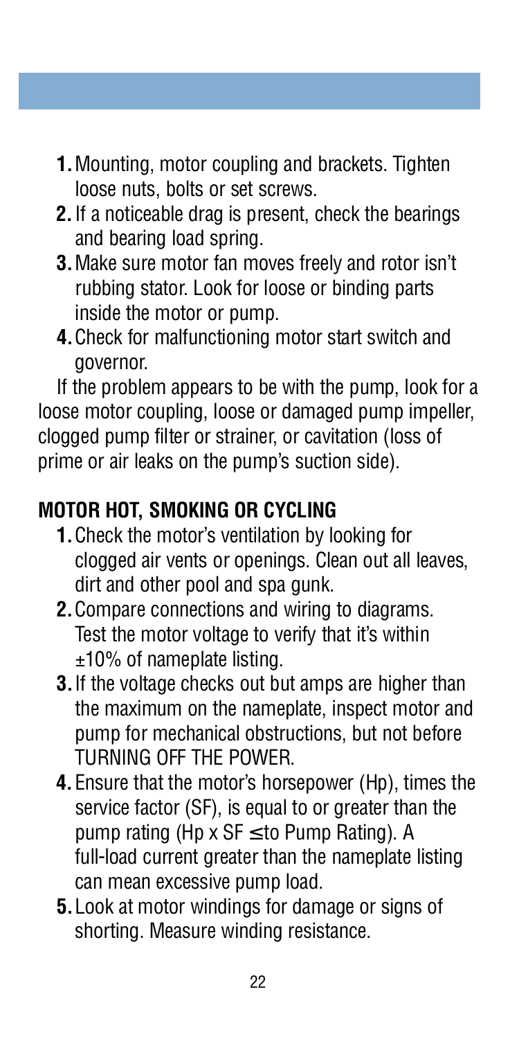1. Mounting, motor coupling and brackets. Tighten loose nuts, bolts or set screws.
2. If a noticeable drag is present, check the bearings and bearing load spring.
3. Make sure motor fan moves freely and rotor isn't rubbing stator. Look for loose or binding parts inside the motor or pump.
4. Check for malfunctioning motor start switch and governor.

If the problem appears to be with the pump, look for a loose motor coupling, loose or damaged pump impeller, clogged pump filter or strainer, or cavitation (loss of prime or air leaks on the pump's suction side).

## MOTOR HOT, SMOKING OR CYCLING

1. Check the motor's ventilation by looking for clogged air vents or openings. Clean out all leaves, dirt and other pool and spa gunk.
2. Compare connections and wiring to diagrams. Test the motor voltage to verify that it's within ±10% of nameplate listing.
3. If the voltage checks out but amps are higher than the maximum on the nameplate, inspect motor and pump for mechanical obstructions, but not before TURNING OFF THE POWER.
4. Ensure that the motor's horsepower (Hp), times the service factor (SF), is equal to or greater than the pump rating (Hp x SF ≤ to Pump Rating). A full-load current greater than the nameplate listing can mean excessive pump load.
5. Look at motor windings for damage or signs of shorting. Measure winding resistance.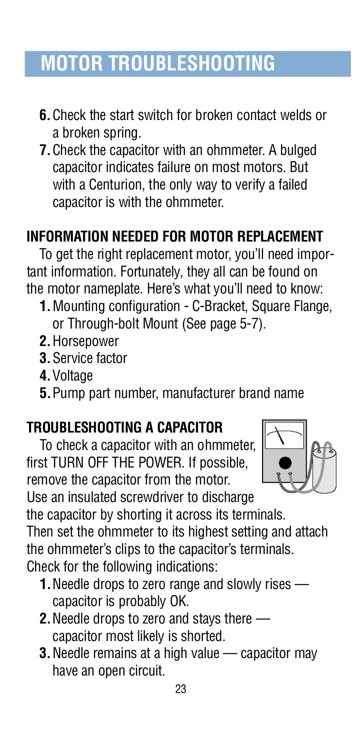# MOTOR TROUBLESHOOTING

6. Check the start switch for broken contact welds or a broken spring.
7. Check the capacitor with an ohmmeter. A bulged capacitor indicates failure on most motors. But with a Centurion, the only way to verify a failed capacitor is with the ohmmeter.

## INFORMATION NEEDED FOR MOTOR REPLACEMENT

To get the right replacement motor, you'll need important information. Fortunately, they all can be found on the motor nameplate. Here's what you'll need to know:

1. Mounting configuration - C-Bracket, Square Flange, or Through-bolt Mount (See page 5-7).
2. Horsepower
3. Service factor
4. Voltage
5. Pump part number, manufacturer brand name

## TROUBLESHOOTING A CAPACITOR

To check a capacitor with an ohmmeter, first TURN OFF THE POWER. If possible, remove the capacitor from the motor. Use an insulated screwdriver to discharge the capacitor by shorting it across its terminals. Then set the ohmmeter to its highest setting and attach the ohmmeter's clips to the capacitor's terminals. Check for the following indications:

1. Needle drops to zero range and slowly rises — capacitor is probably OK.
2. Needle drops to zero and stays there — capacitor most likely is shorted.
3. Needle remains at a high value — capacitor may have an open circuit.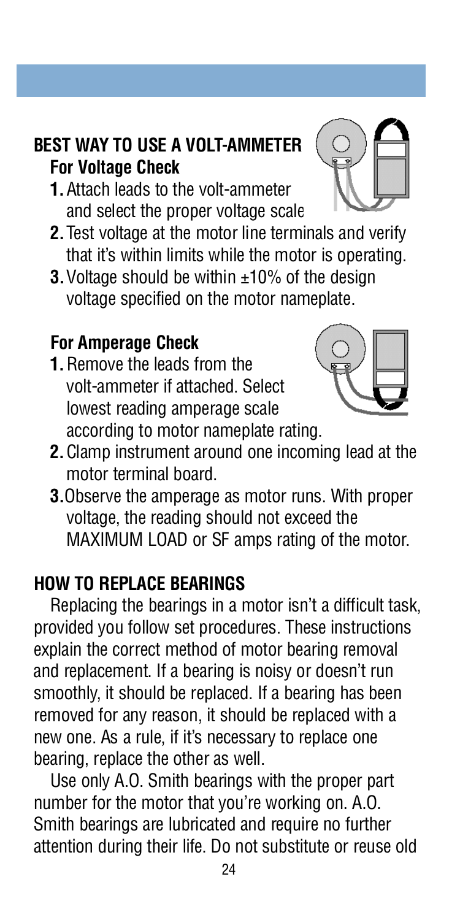## BEST WAY TO USE A VOLT-AMMETER

### For Voltage Check

1. Attach leads to the volt-ammeter and select the proper voltage scale
2. Test voltage at the motor line terminals and verify that it's within limits while the motor is operating.
3. Voltage should be within ±10% of the design voltage specified on the motor nameplate.

### For Amperage Check

1. Remove the leads from the volt-ammeter if attached. Select lowest reading amperage scale according to motor nameplate rating.
2. Clamp instrument around one incoming lead at the motor terminal board.
3. Observe the amperage as motor runs. With proper voltage, the reading should not exceed the MAXIMUM LOAD or SF amps rating of the motor.

## HOW TO REPLACE BEARINGS

Replacing the bearings in a motor isn't a difficult task, provided you follow set procedures. These instructions explain the correct method of motor bearing removal and replacement. If a bearing is noisy or doesn't run smoothly, it should be replaced. If a bearing has been removed for any reason, it should be replaced with a new one. As a rule, if it's necessary to replace one bearing, replace the other as well.

Use only A.O. Smith bearings with the proper part number for the motor that you're working on. A.O. Smith bearings are lubricated and require no further attention during their life. Do not substitute or reuse old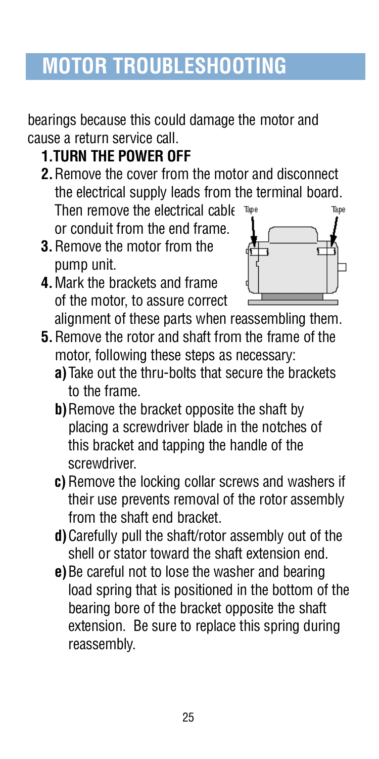# MOTOR TROUBLESHOOTING

bearings because this could damage the motor and cause a return service call.

1. **TURN THE POWER OFF**
2. Remove the cover from the motor and disconnect the electrical supply leads from the terminal board. Then remove the electrical cable or conduit from the end frame.
3. Remove the motor from the pump unit.
4. Mark the brackets and frame of the motor, to assure correct alignment of these parts when reassembling them.
5. Remove the rotor and shaft from the frame of the motor, following these steps as necessary:
   - **a)** Take out the thru-bolts that secure the brackets to the frame.
   - **b)** Remove the bracket opposite the shaft by placing a screwdriver blade in the notches of this bracket and tapping the handle of the screwdriver.
   - **c)** Remove the locking collar screws and washers if their use prevents removal of the rotor assembly from the shaft end bracket.
   - **d)** Carefully pull the shaft/rotor assembly out of the shell or stator toward the shaft extension end.
   - **e)** Be careful not to lose the washer and bearing load spring that is positioned in the bottom of the bearing bore of the bracket opposite the shaft extension. Be sure to replace this spring during reassembly.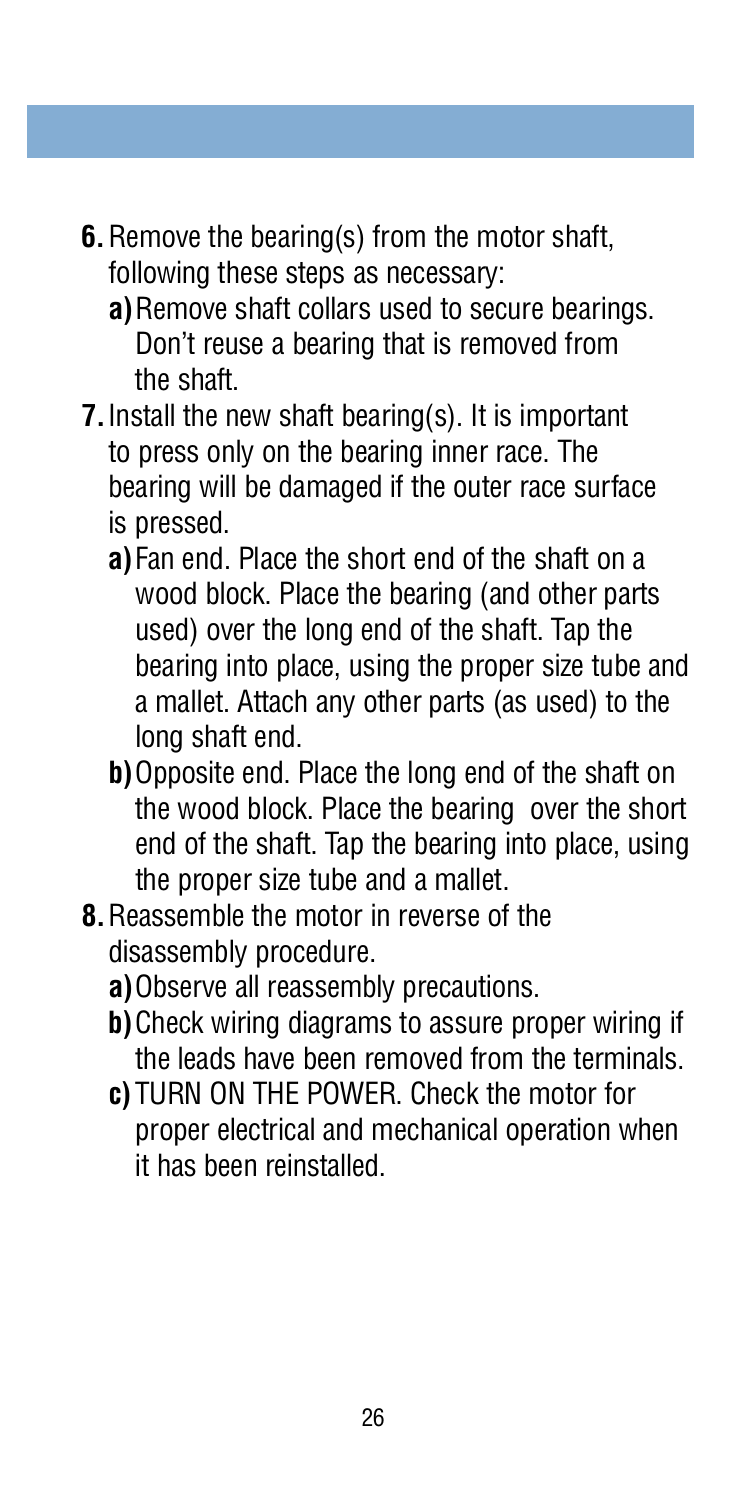6. Remove the bearing(s) from the motor shaft, following these steps as necessary:
   a) Remove shaft collars used to secure bearings. Don't reuse a bearing that is removed from the shaft.
7. Install the new shaft bearing(s). It is important to press only on the bearing inner race. The bearing will be damaged if the outer race surface is pressed.
   a) Fan end. Place the short end of the shaft on a wood block. Place the bearing (and other parts used) over the long end of the shaft. Tap the bearing into place, using the proper size tube and a mallet. Attach any other parts (as used) to the long shaft end.
   b) Opposite end. Place the long end of the shaft on the wood block. Place the bearing over the short end of the shaft. Tap the bearing into place, using the proper size tube and a mallet.
8. Reassemble the motor in reverse of the disassembly procedure.
   a) Observe all reassembly precautions.
   b) Check wiring diagrams to assure proper wiring if the leads have been removed from the terminals.
   c) TURN ON THE POWER. Check the motor for proper electrical and mechanical operation when it has been reinstalled.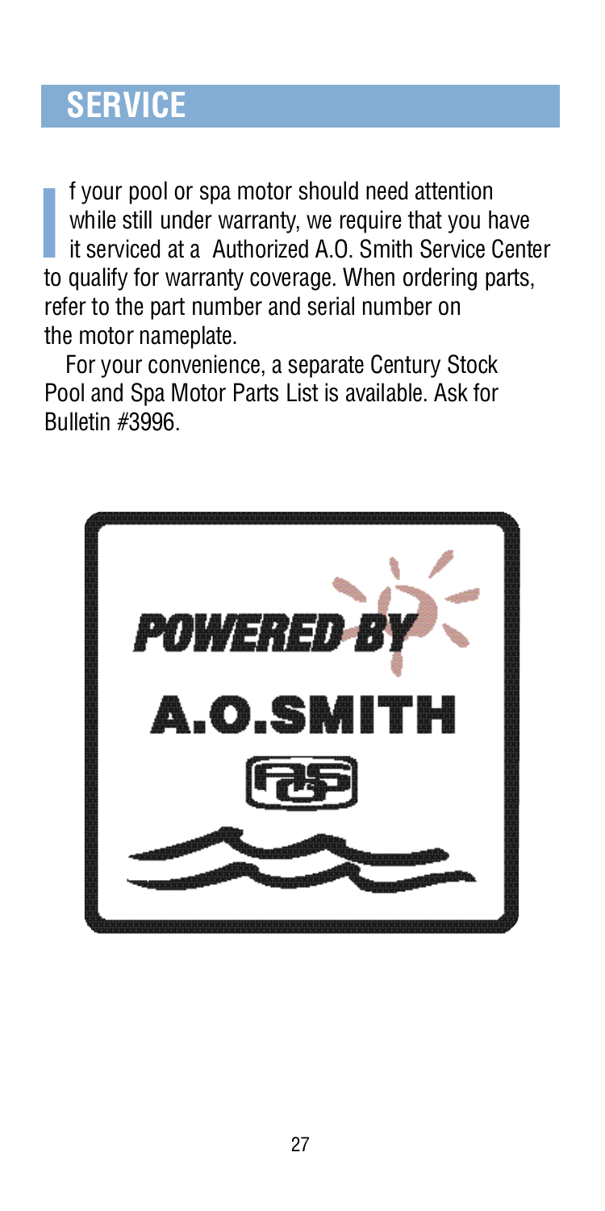## SERVICE

If your pool or spa motor should need attention while still under warranty, we require that you have it serviced at a Authorized A.O. Smith Service Center to qualify for warranty coverage. When ordering parts, refer to the part number and serial number on the motor nameplate.

For your convenience, a separate Century Stock Pool and Spa Motor Parts List is available. Ask for Bulletin #3996.

POWERED BY

A.O.SMITH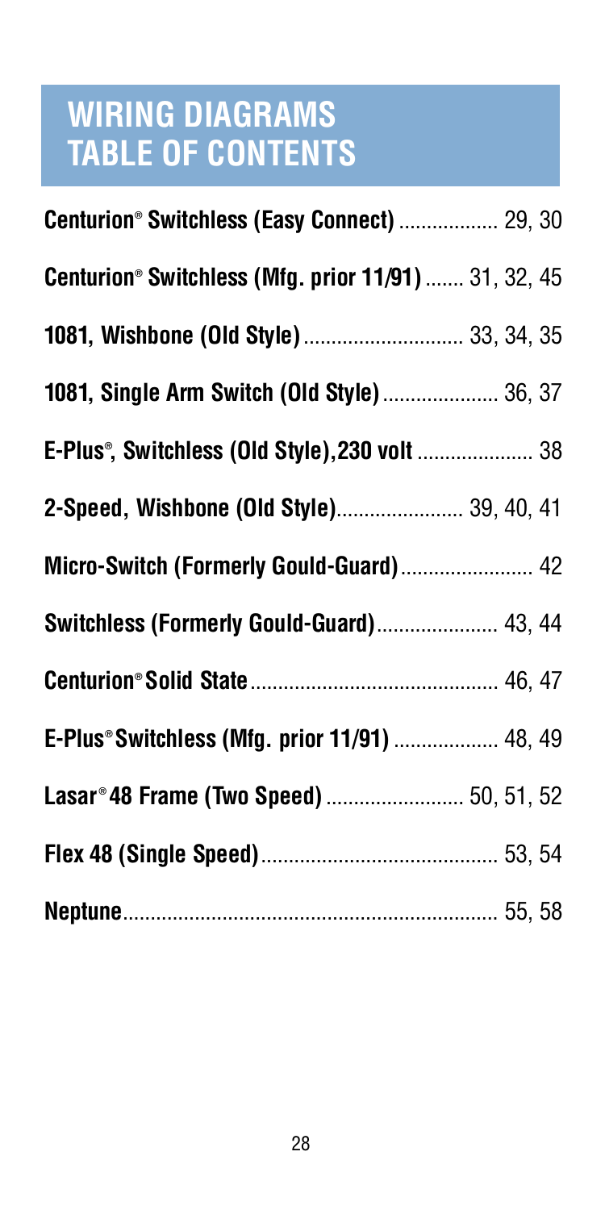# WIRING DIAGRAMS TABLE OF CONTENTS

**Centurion® Switchless (Easy Connect)** .................. 29, 30

**Centurion® Switchless (Mfg. prior 11/91)** ....... 31, 32, 45

**1081, Wishbone (Old Style)** ............................ 33, 34, 35

**1081, Single Arm Switch (Old Style)** .................... 36, 37

**E-Plus®, Switchless (Old Style),230 volt** .................... 38

**2-Speed, Wishbone (Old Style)**....................... 39, 40, 41

**Micro-Switch (Formerly Gould-Guard)**....................... 42

**Switchless (Formerly Gould-Guard)**...................... 43, 44

**Centurion® Solid State**............................................. 46, 47

**E-Plus® Switchless (Mfg. prior 11/91)** .................. 48, 49

**Lasar® 48 Frame (Two Speed)** ......................... 50, 51, 52

**Flex 48 (Single Speed)**.......................................... 53, 54

**Neptune**.................................................................. 55, 58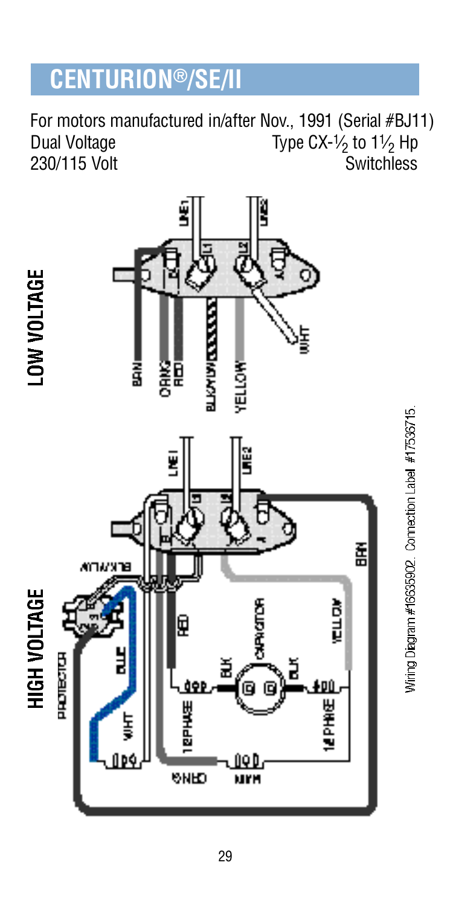## CENTURION®/SE/II

For motors manufactured in/after Nov., 1991 (Serial #BJ11)

Dual Voltage — Type CX-½ to 1½ Hp

230/115 Volt — Switchless

LOW VOLTAGE

HIGH VOLTAGE

Wiring Diagram #16635902. Connection Label #17536715.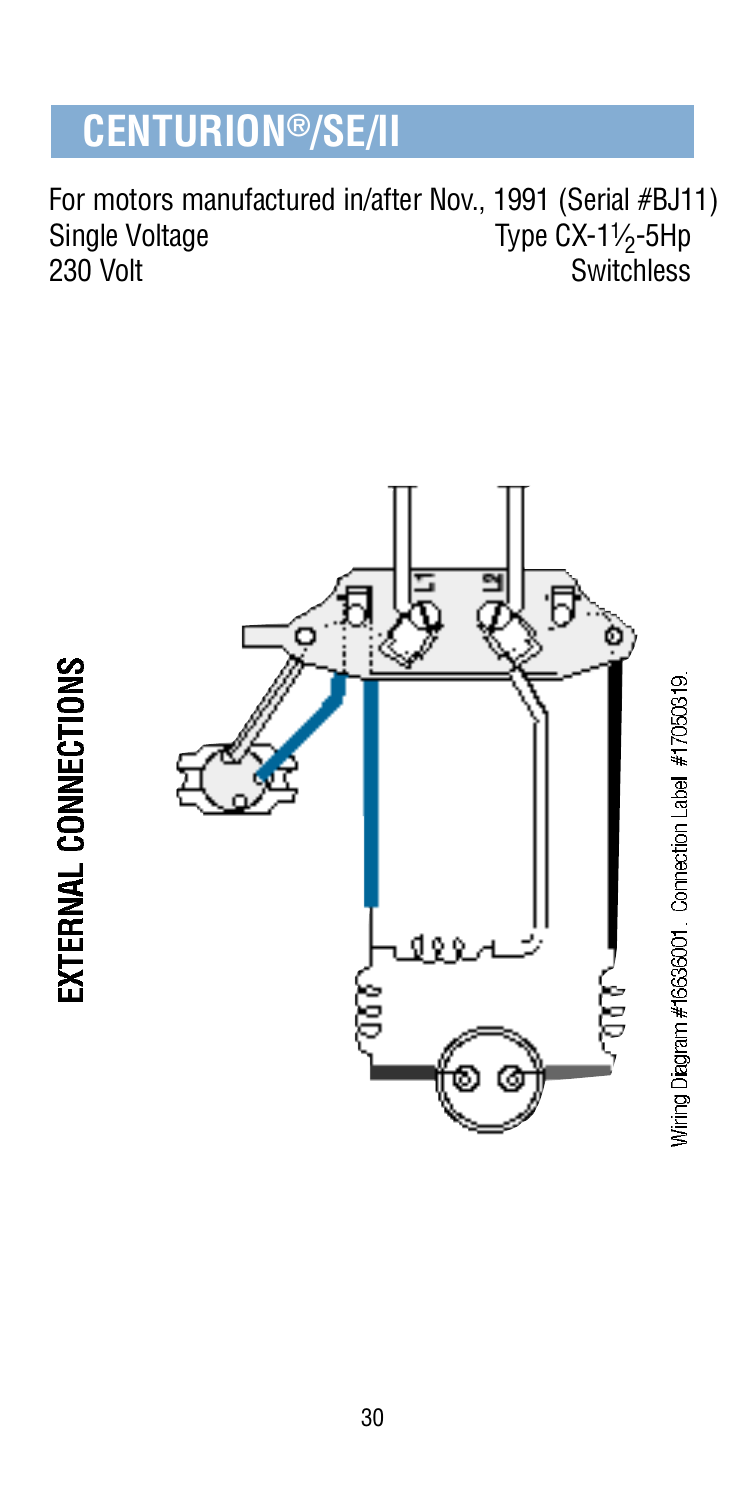# CENTURION®/SE/II

For motors manufactured in/after Nov., 1991 (Serial #BJ11)
Single Voltage — Type CX-1½-5Hp
230 Volt — Switchless

**EXTERNAL CONNECTIONS**

Wiring Diagram #16636001. Connection Label #17050319.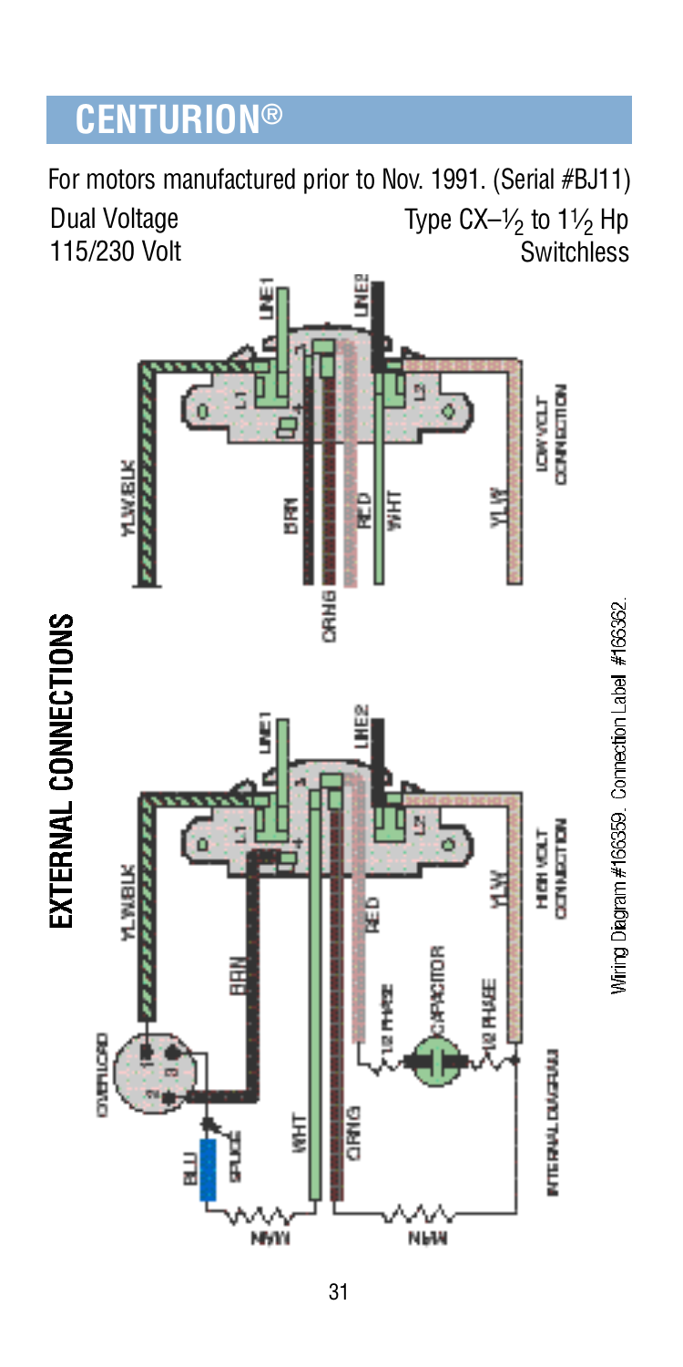# CENTURION®

For motors manufactured prior to Nov. 1991. (Serial #BJ11)

Dual Voltage
115/230 Volt

Type CX–½ to 1½ Hp
Switchless

## EXTERNAL CONNECTIONS

LINE1
LINE2
L1
L2
YLW/BLK
BRN
ORNG
RED
WHT
YLW
LOW VOLT CONNECTION

LINE1
LINE2
L1
L2
YLW/BLK
BRN
RED
YLW
HIGH VOLT CONNECTION
OVERLOAD
BLU
SPLICE
WHT
ORNG
1/2 PHASE
CAPACITOR
1/2 PHASE
MAIN
MAIN
INTERNAL DIAGRAM

Wiring Diagram #166359. Connection Label #166362.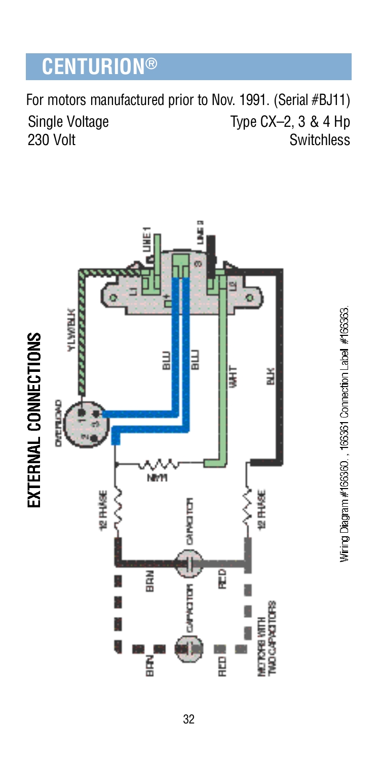# CENTURION®

For motors manufactured prior to Nov. 1991. (Serial #BJ11)

Single Voltage
230 Volt

Type CX–2, 3 & 4 Hp
Switchless

## EXTERNAL CONNECTIONS

LINE 1
LINE 2
L1
L2
A
B
YLW/BLK
BLU
BLU
WHT
BLK
OVERLOAD
1
2
3
MAIN
1/2 PHASE
CAPACITOR
1/2 PHASE
BRN
RED
CAPACITOR
BRN
RED
MOTORS WITH TWO CAPACITORS

Wiring Diagram #166360 , 166361 Connection Label #166363.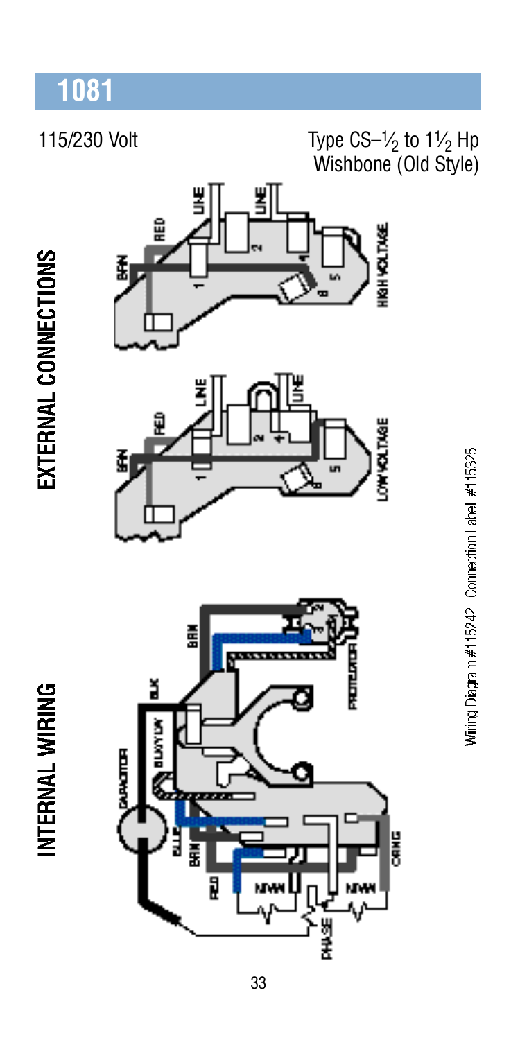# 1081

115/230 Volt

Type CS–$\frac{1}{2}$ to $1\frac{1}{2}$ Hp
Wishbone (Old Style)

## EXTERNAL CONNECTIONS

## INTERNAL WIRING

Wiring Diagram #115242. Connection Label #115325.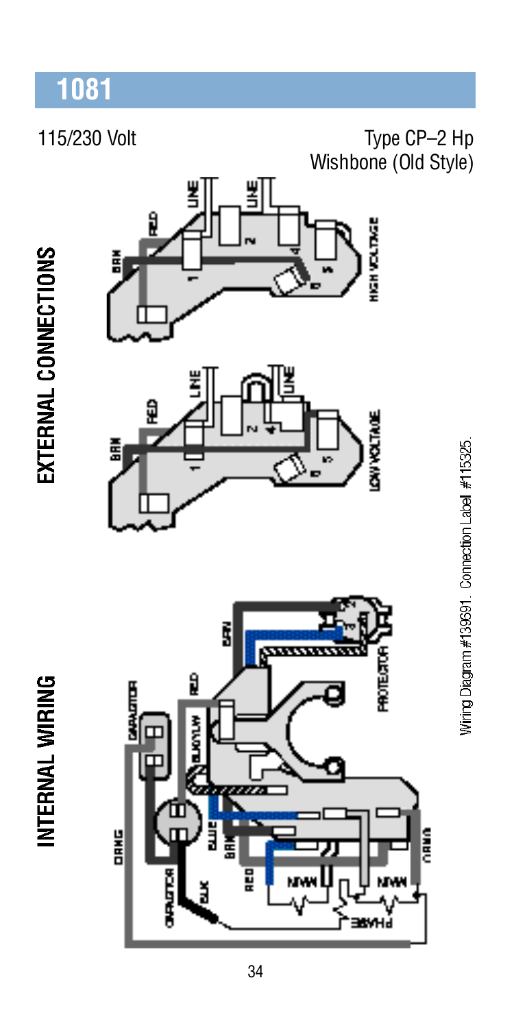# 1081

115/230 Volt

Type CP–2 Hp
Wishbone (Old Style)

## EXTERNAL CONNECTIONS

## INTERNAL WIRING

Wiring Diagram #139691. Connection Label #115325.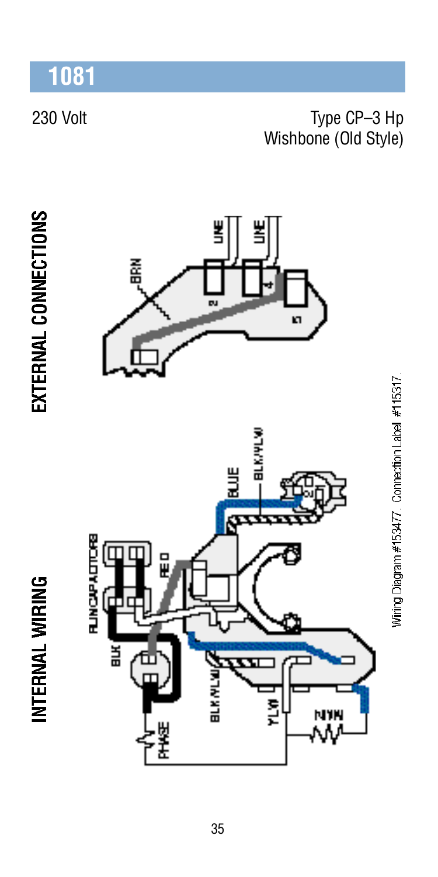# 1081

230 Volt

Type CP–3 Hp
Wishbone (Old Style)

INTERNAL WIRING

EXTERNAL CONNECTIONS

Wiring Diagram #153477. Connection Label #115317.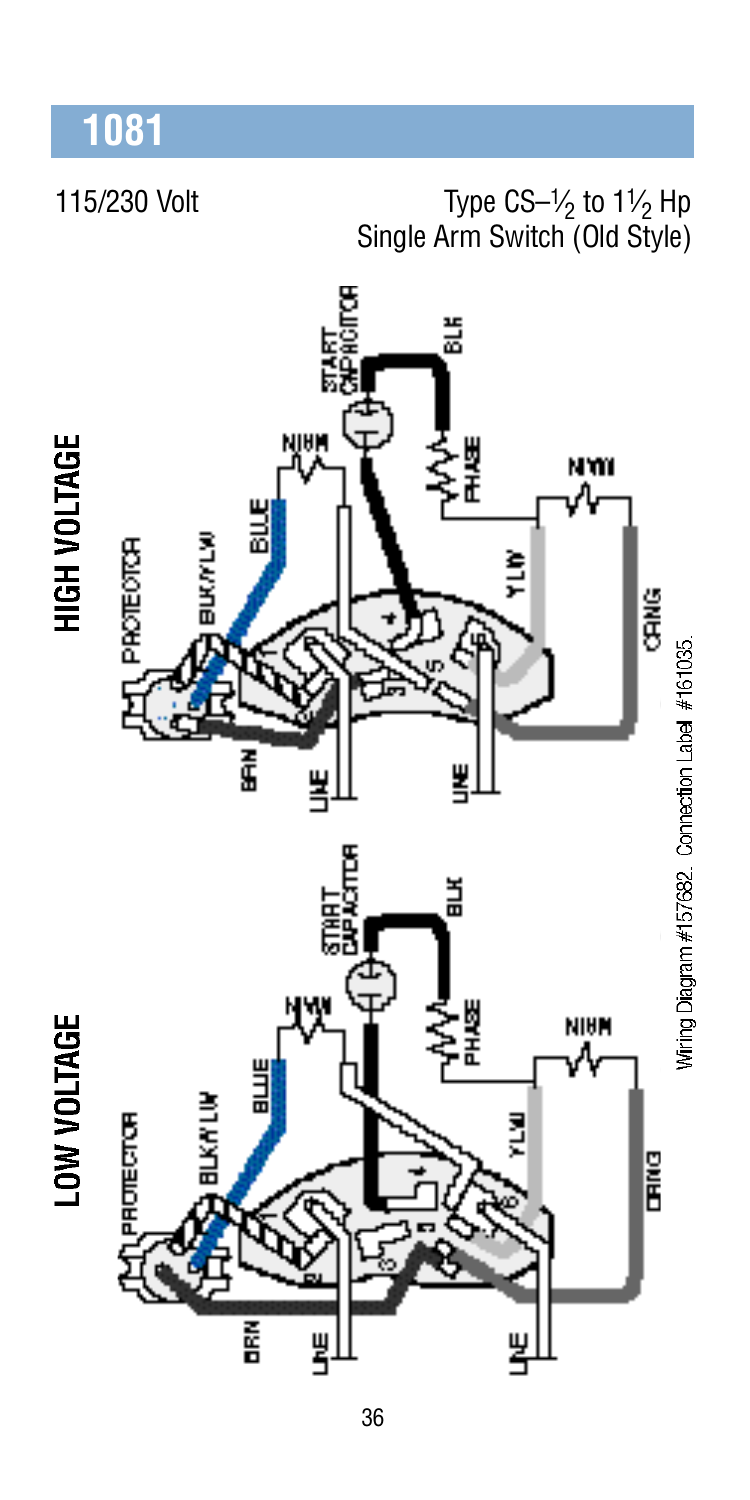# 1081

115/230 Volt

Type CS–½ to 1½ Hp
Single Arm Switch (Old Style)

## HIGH VOLTAGE

## LOW VOLTAGE

Wiring Diagram #157682. Connection Label #161035.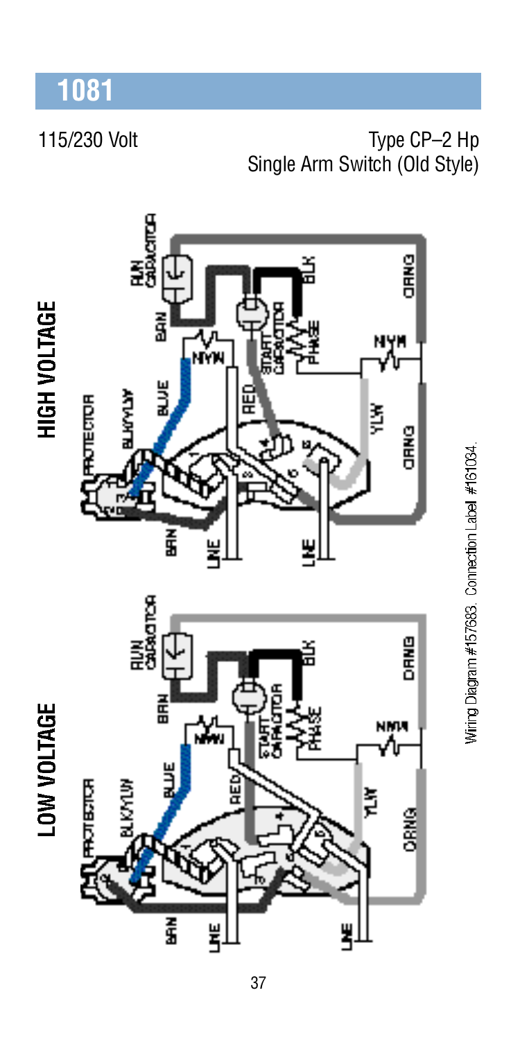# 1081

115/230 Volt

Type CP–2 Hp
Single Arm Switch (Old Style)

## HIGH VOLTAGE

PROTECTOR
BLK/YLW
BLUE
BRN
LINE
LINE
RUN CAPACITOR
BRN
MAIN
RED
START CAPACITOR
PHASE
BLK
ORNG
MAIN
YLW
ORNG

## LOW VOLTAGE

PROTECTOR
BLK/YLW
BLUE
BRN
LINE
LINE
RUN CAPACITOR
BRN
MAIN
RED
START CAPACITOR
PHASE
BLK
ORNG
MAIN
YLW
ORNG

Wiring Diagram #157683. Connection Label #161034.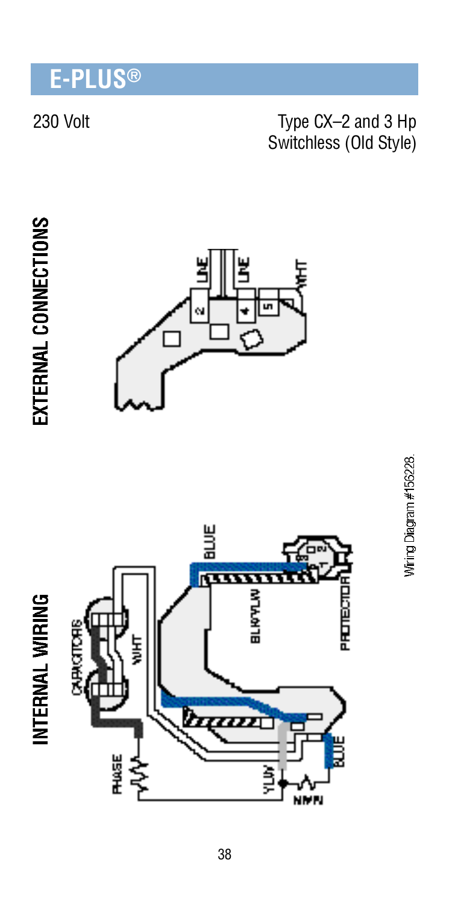# E-PLUS®

230 Volt

Type CX–2 and 3 Hp Switchless (Old Style)

## EXTERNAL CONNECTIONS

## INTERNAL WIRING

Wiring Diagram #156228.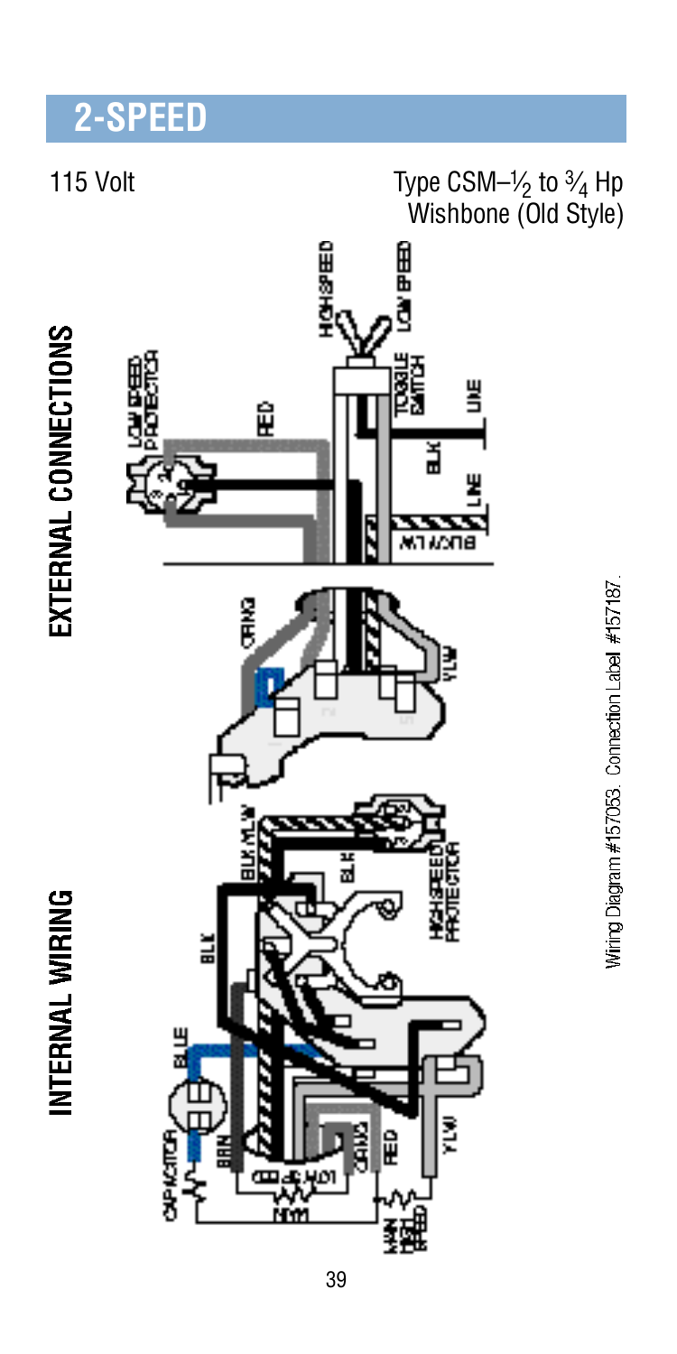# 2-SPEED

115 Volt

Type CSM–½ to ¾ Hp
Wishbone (Old Style)

**INTERNAL WIRING**

**EXTERNAL CONNECTIONS**

Wiring Diagram #157053. Connection Label #157187.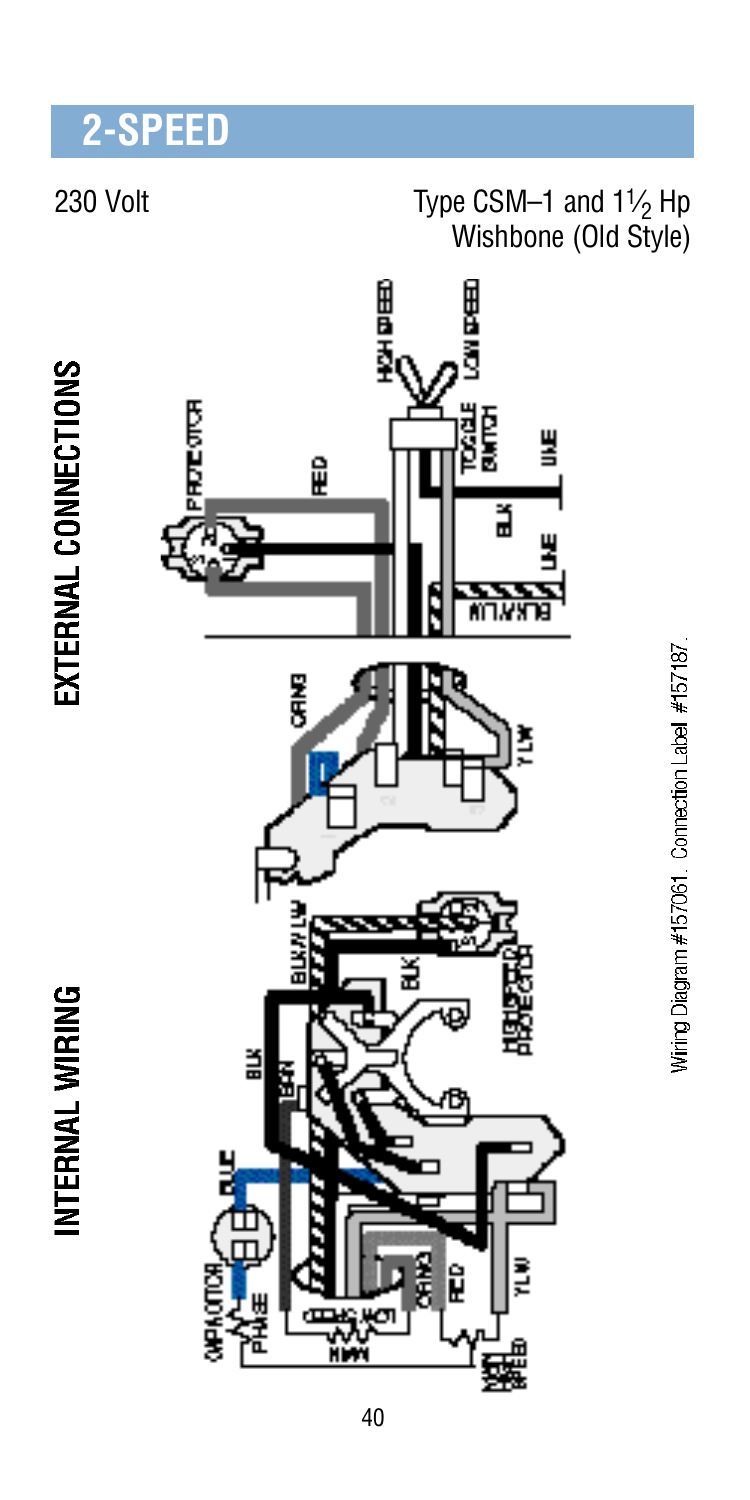# 2-SPEED

230 Volt

Type CSM–1 and 1½ Hp Wishbone (Old Style)

EXTERNAL CONNECTIONS

INTERNAL WIRING

Wiring Diagram #157061. Connection Label #157187.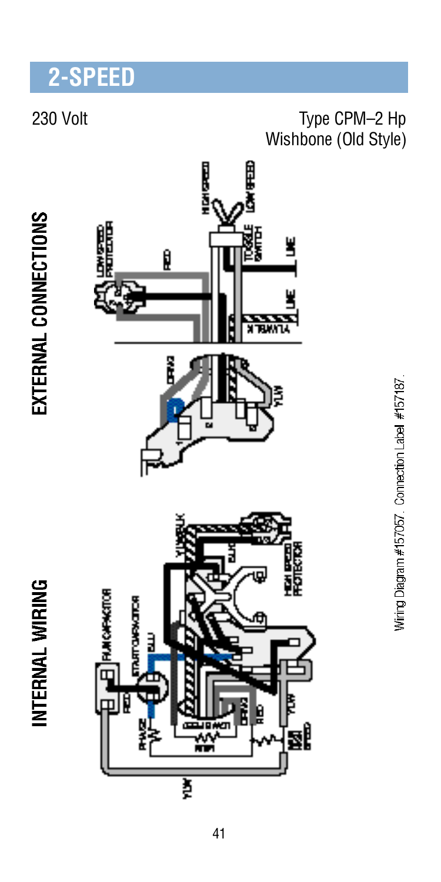# 2-SPEED

230 Volt

Type CPM–2 Hp
Wishbone (Old Style)

EXTERNAL CONNECTIONS

INTERNAL WIRING

Wiring Diagram #157057. Connection Label #157187.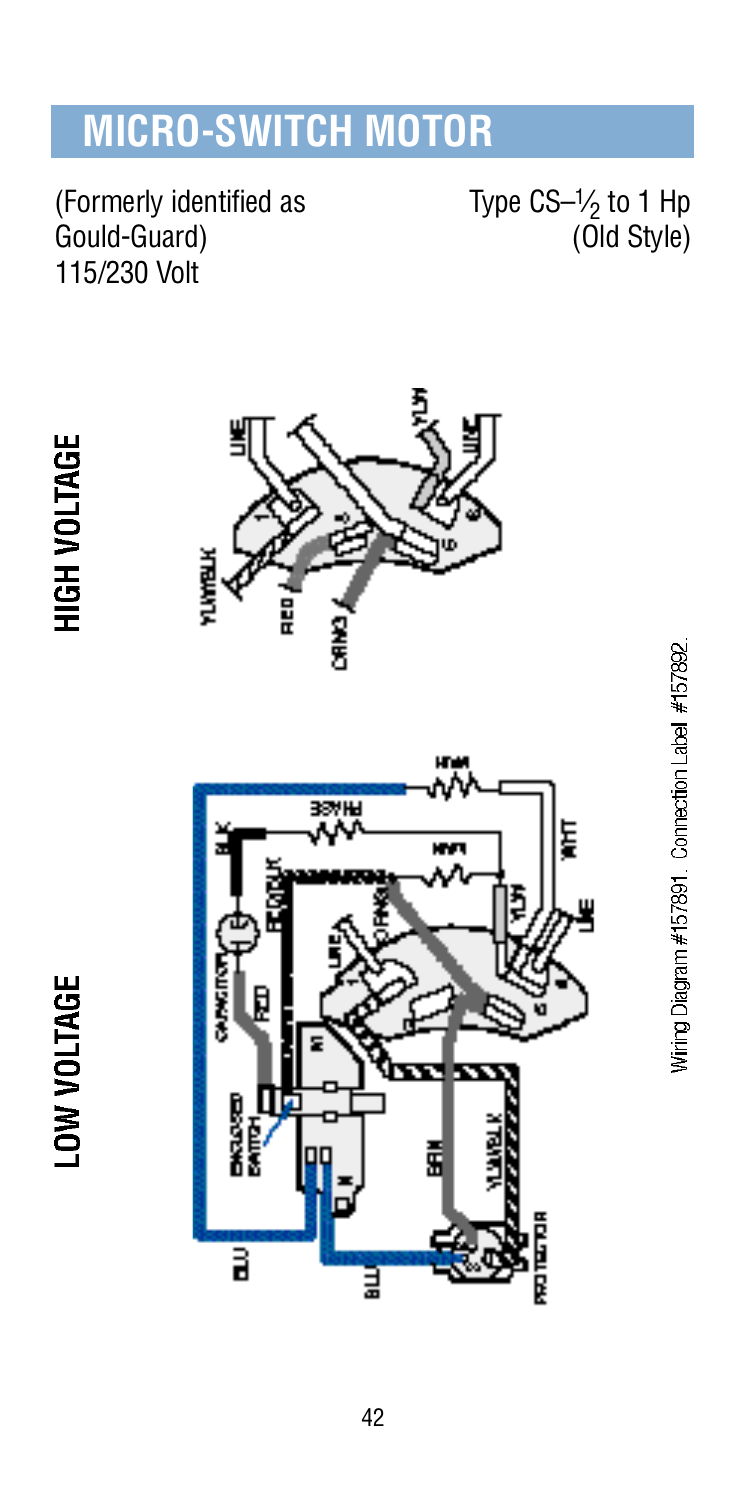# MICRO-SWITCH MOTOR

(Formerly identified as Gould-Guard)
115/230 Volt

Type CS–$\frac{1}{2}$ to 1 Hp
(Old Style)

**HIGH VOLTAGE**

**LOW VOLTAGE**

Wiring Diagram #157891. Connection Label #157892.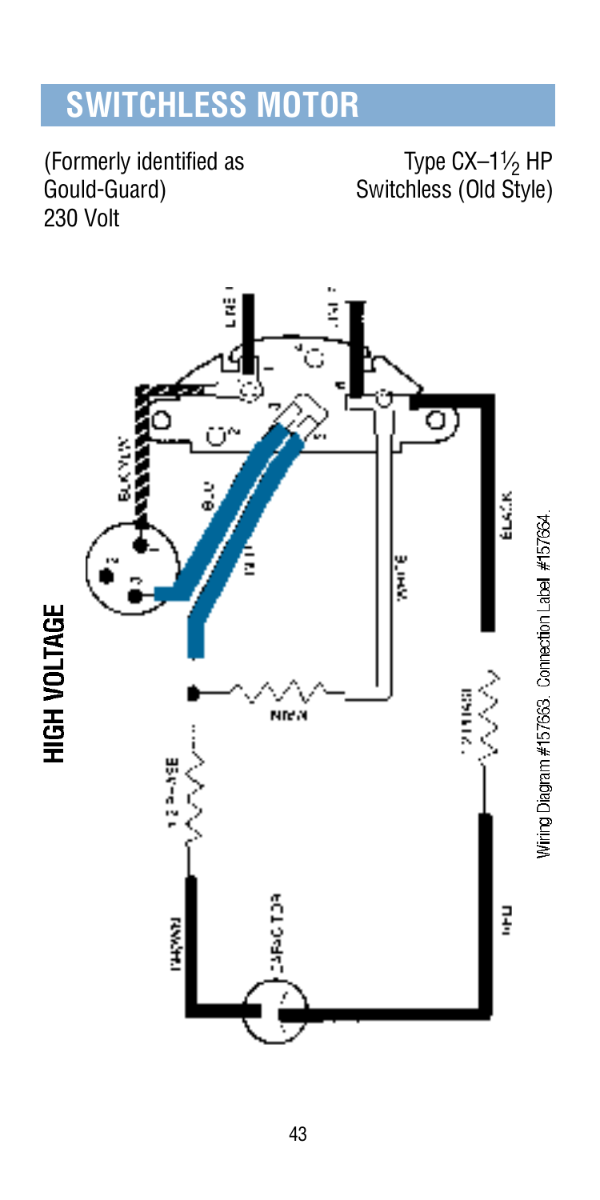# SWITCHLESS MOTOR

(Formerly identified as Gould-Guard)
230 Volt

Type CX–1½ HP
Switchless (Old Style)

**HIGH VOLTAGE**

Wiring Diagram #157663. Connection Label #157664.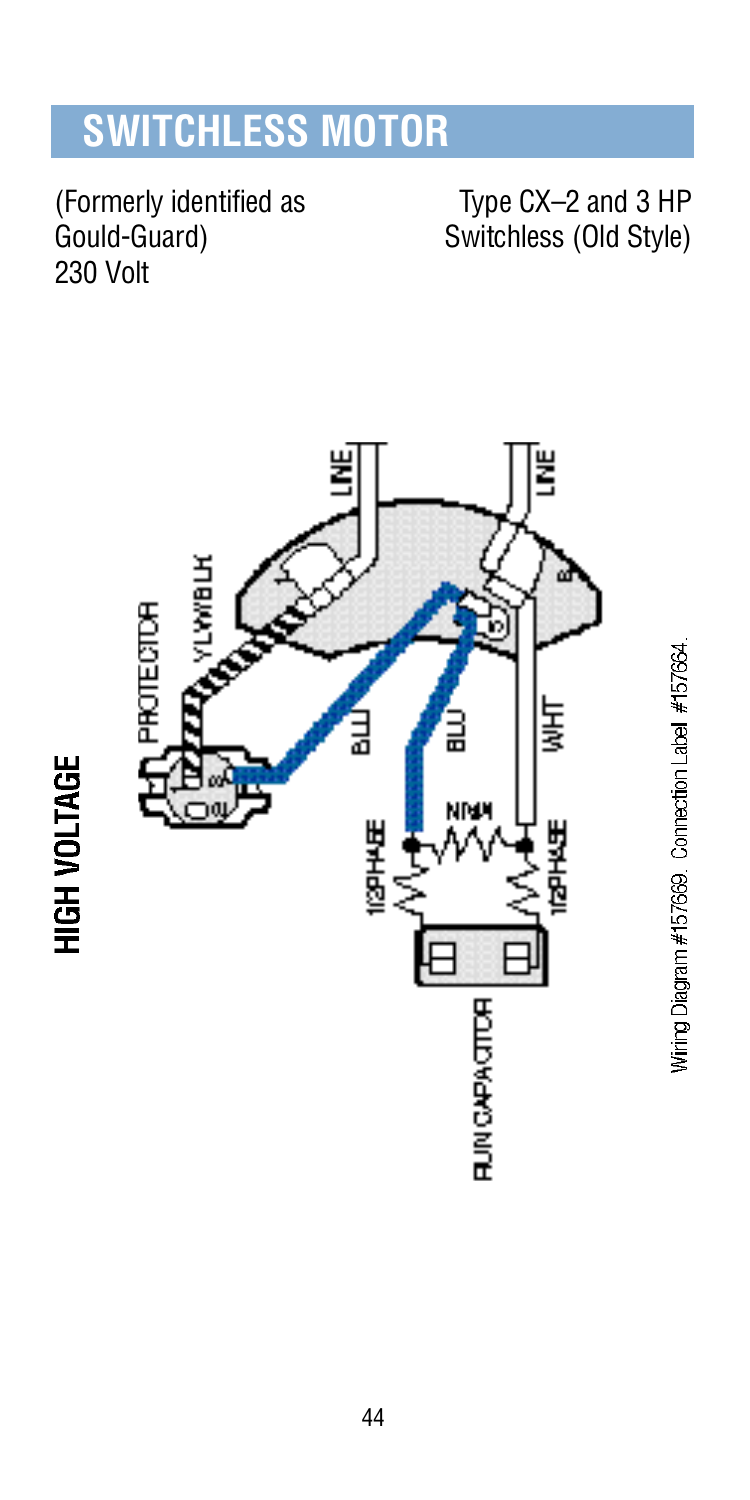# SWITCHLESS MOTOR

(Formerly identified as Gould-Guard)
230 Volt

Type CX–2 and 3 HP Switchless (Old Style)

**HIGH VOLTAGE**

LINE

LINE

PROTECTOR

YLW/BLK

BLU

BLU

WHT

MAIN

1/2 PHASE

1/2 PHASE

RUN CAPACITOR

Wiring Diagram #157669. Connection Label #157664.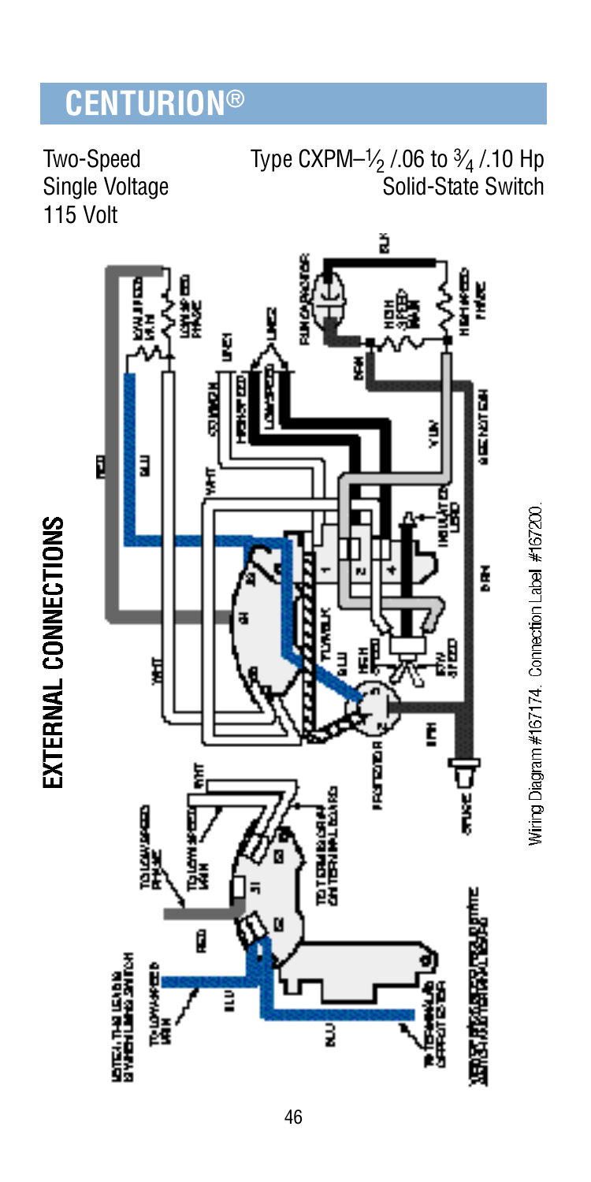# CENTURION®

Two-Speed
Single Voltage
115 Volt

Type CXPM–$\frac{1}{2}$ /.06 to $\frac{3}{4}$ /.10 Hp
Solid-State Switch

## EXTERNAL CONNECTIONS

Wiring Diagram #167174. Connection Label #167200.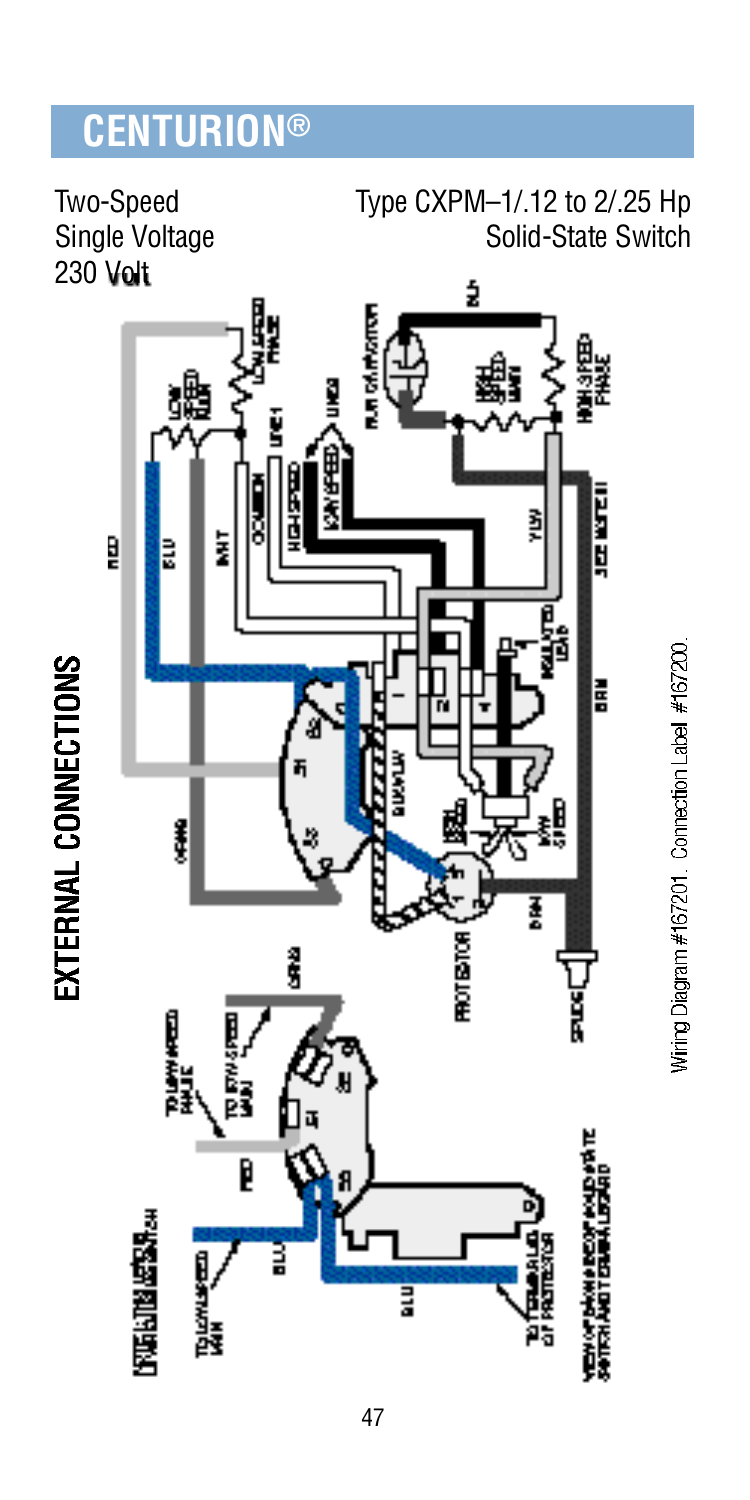# CENTURION®

Two-Speed
Single Voltage
230 Volt

Type CXPM–1/.12 to 2/.25 Hp
Solid-State Switch

## EXTERNAL CONNECTIONS

Wiring Diagram #167201. Connection Label #167200.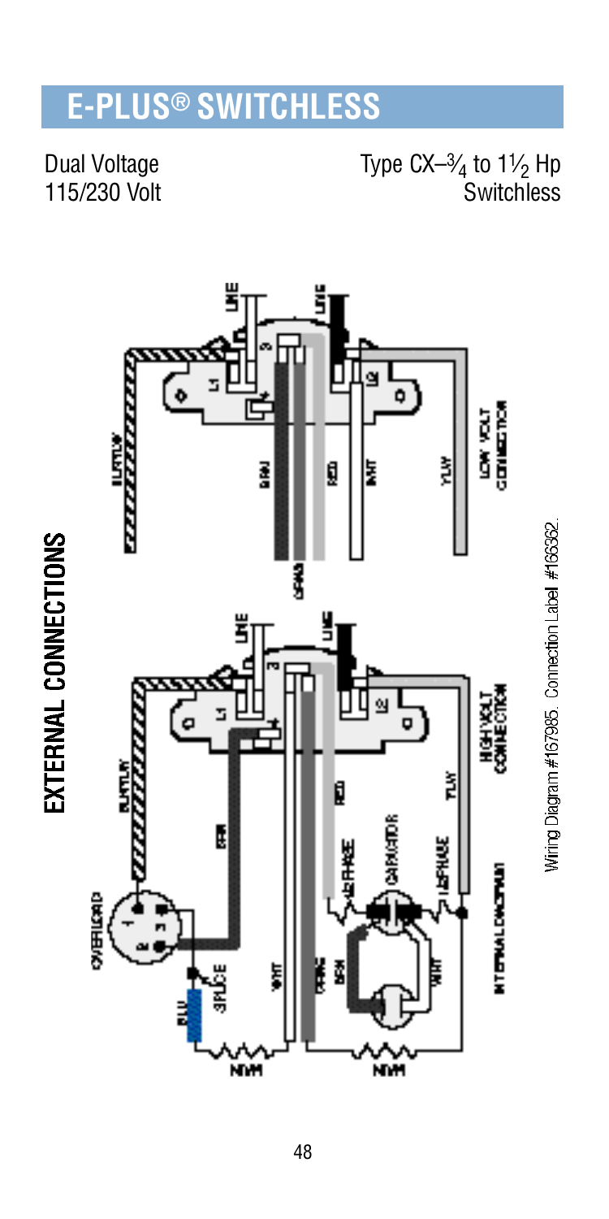# E-PLUS® SWITCHLESS

Dual Voltage
115/230 Volt

Type CX–¾ to 1½ Hp
Switchless

## EXTERNAL CONNECTIONS

Wiring Diagram #167985. Connection Label #166362.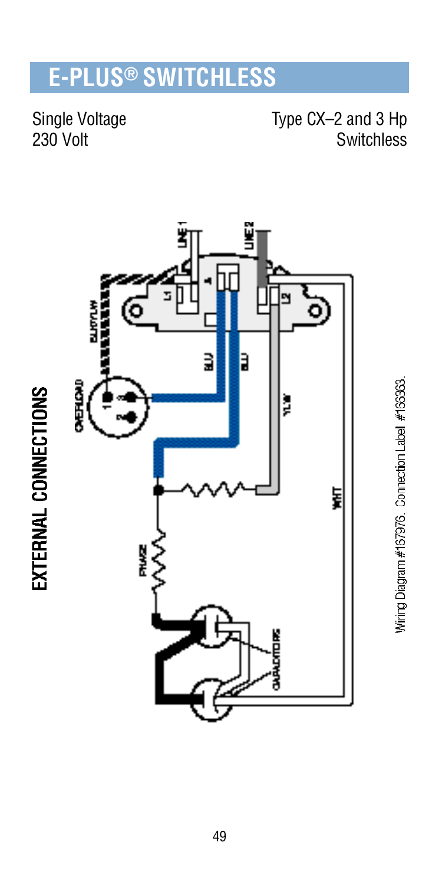# E-PLUS® SWITCHLESS

Single Voltage
230 Volt

Type CX–2 and 3 Hp
Switchless

## EXTERNAL CONNECTIONS

LINE 1
LINE 2
L1
A
L2
BLK/YLW
BLU
BLU
YLW
OVERLOAD
1
3
2
PHASE
WHT
CAPACITORS

Wiring Diagram #167976. Connection Label #166363.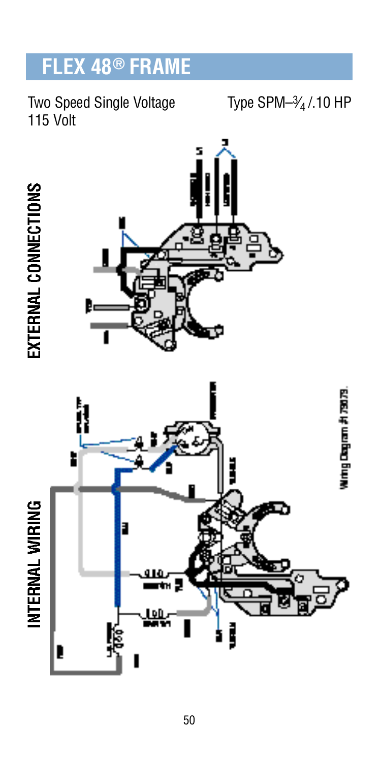# FLEX 48® FRAME

Two Speed Single Voltage
115 Volt

Type SPM–¾ /.10 HP

## EXTERNAL CONNECTIONS

## INTERNAL WIRING

Wiring Diagram #1 79079.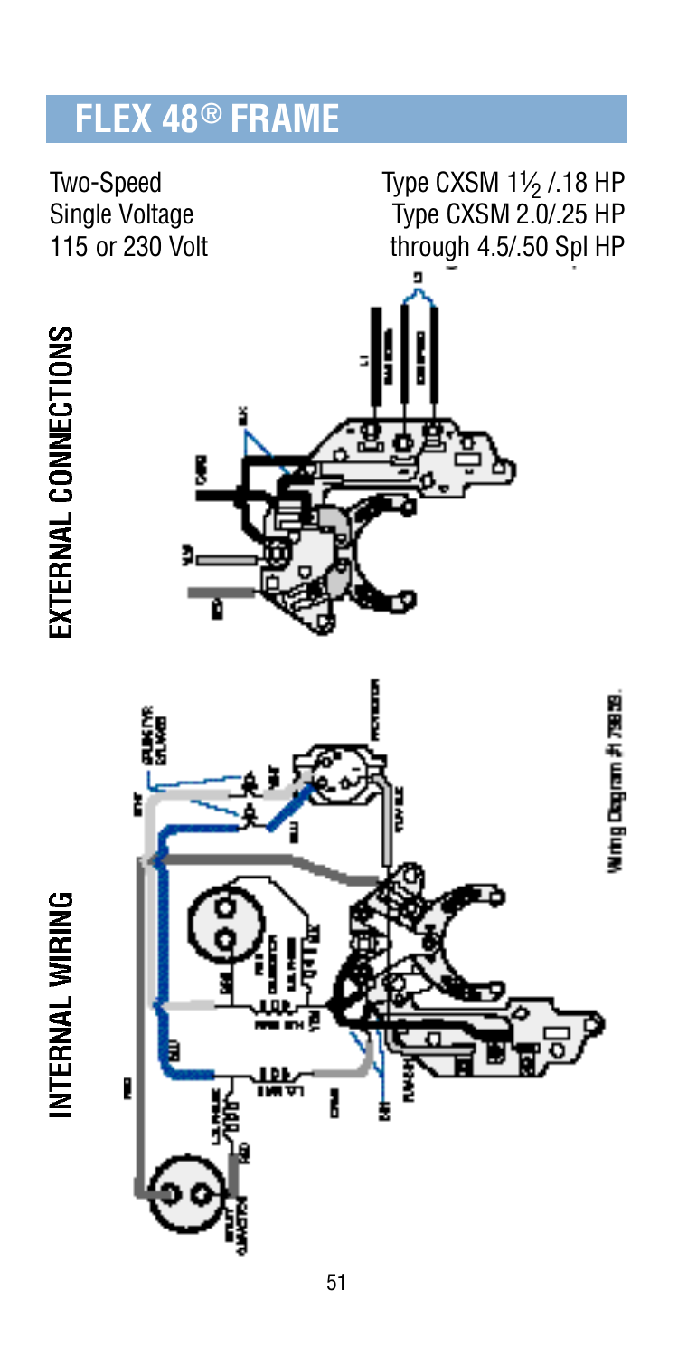# FLEX 48® FRAME

Two-Speed
Single Voltage
115 or 230 Volt

Type CXSM 1½ /.18 HP
Type CXSM 2.0/.25 HP
through 4.5/.50 Spl HP

## EXTERNAL CONNECTIONS

## INTERNAL WIRING

Wiring Diagram #179839.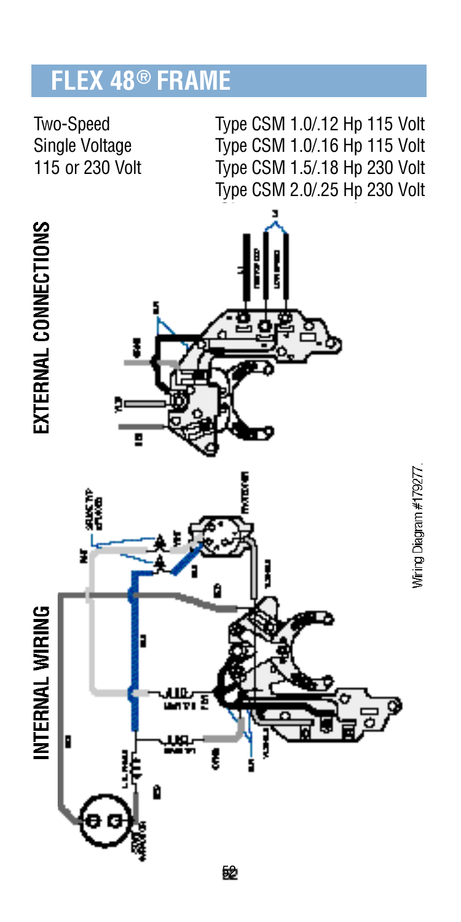# FLEX 48® FRAME

Two-Speed
Single Voltage
115 or 230 Volt

Type CSM 1.0/.12 Hp 115 Volt
Type CSM 1.0/.16 Hp 115 Volt
Type CSM 1.5/.18 Hp 230 Volt
Type CSM 2.0/.25 Hp 230 Volt

## EXTERNAL CONNECTIONS

## INTERNAL WIRING

Wiring Diagram #179277.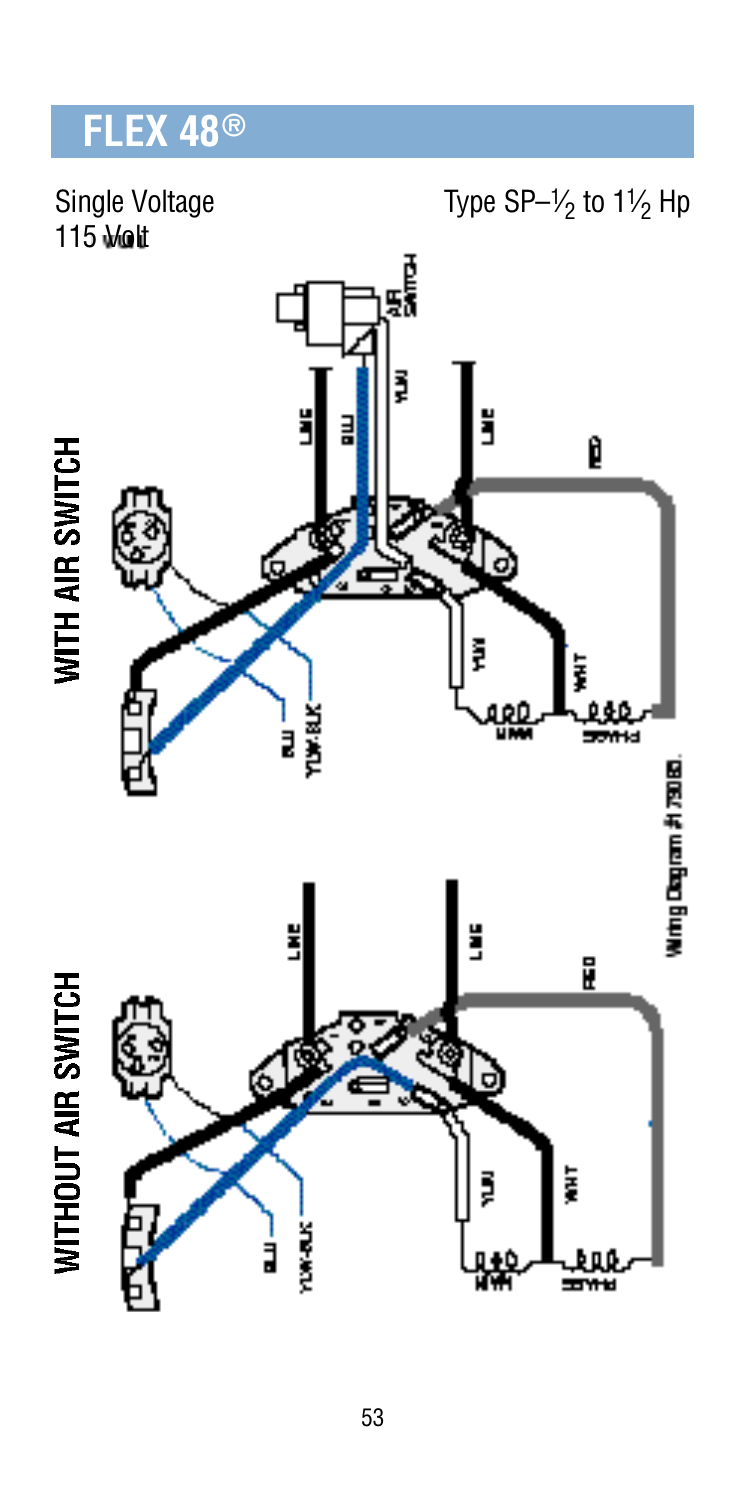# FLEX 48®

Single Voltage
115 Volt

Type SP–½ to 1½ Hp

WITH AIR SWITCH

LINE
BLU
YLW
AIR SWITCH
LINE
RED
YLW
WHT
MAIN
PHASE
BLU
YLW-BLK

Wiring Diagram #179085

WITHOUT AIR SWITCH

LINE
LINE
RED
YLW
WHT
MAIN
PHASE
BLU
YLW-BLK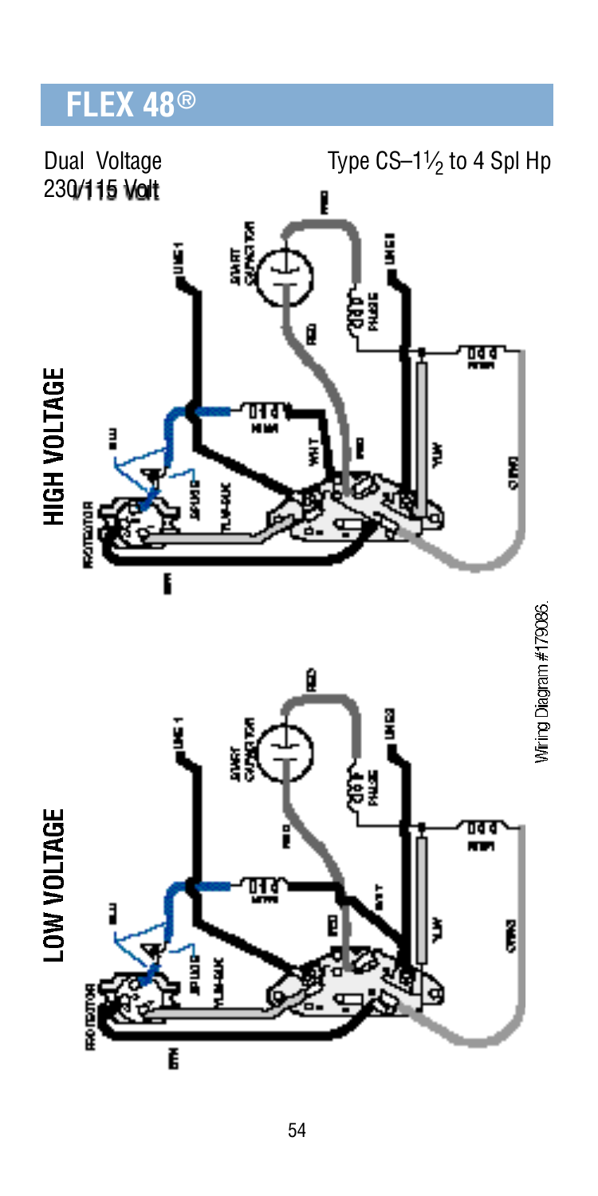# FLEX 48®

Dual Voltage
230/115 Volt

Type CS–1½ to 4 Spl Hp

HIGH VOLTAGE

LOW VOLTAGE

Wiring Diagram #179086.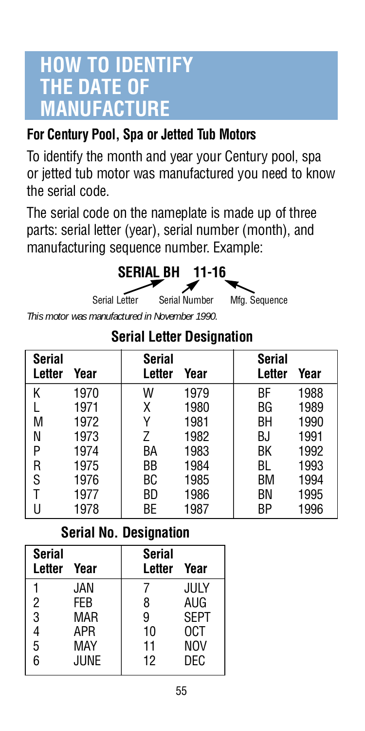# HOW TO IDENTIFY THE DATE OF MANUFACTURE

## For Century Pool, Spa or Jetted Tub Motors

To identify the month and year your Century pool, spa or jetted tub motor was manufactured you need to know the serial code.

The serial code on the nameplate is made up of three parts: serial letter (year), serial number (month), and manufacturing sequence number. Example:

**SERIAL BH 11-16**

Serial Letter — Serial Number — Mfg. Sequence

*This motor was manufactured in November 1990.*

### Serial Letter Designation

| Serial Letter | Year | Serial Letter | Year | Serial Letter | Year |
|---|---|---|---|---|---|
| K | 1970 | W | 1979 | BF | 1988 |
| L | 1971 | X | 1980 | BG | 1989 |
| M | 1972 | Y | 1981 | BH | 1990 |
| N | 1973 | Z | 1982 | BJ | 1991 |
| P | 1974 | BA | 1983 | BK | 1992 |
| R | 1975 | BB | 1984 | BL | 1993 |
| S | 1976 | BC | 1985 | BM | 1994 |
| T | 1977 | BD | 1986 | BN | 1995 |
| U | 1978 | BE | 1987 | BP | 1996 |

### Serial No. Designation

| Serial Letter | Year | Serial Letter | Year |
|---|---|---|---|
| 1 | JAN | 7 | JULY |
| 2 | FEB | 8 | AUG |
| 3 | MAR | 9 | SEPT |
| 4 | APR | 10 | OCT |
| 5 | MAY | 11 | NOV |
| 6 | JUNE | 12 | DEC |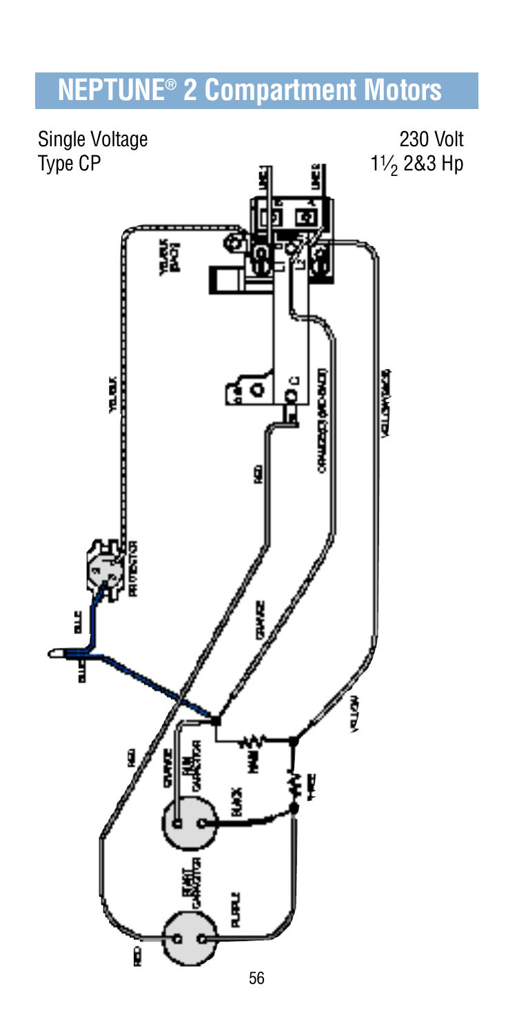# NEPTUNE® 2 Compartment Motors

Single Voltage
Type CP

230 Volt
$1\frac{1}{2}$ 2&3 Hp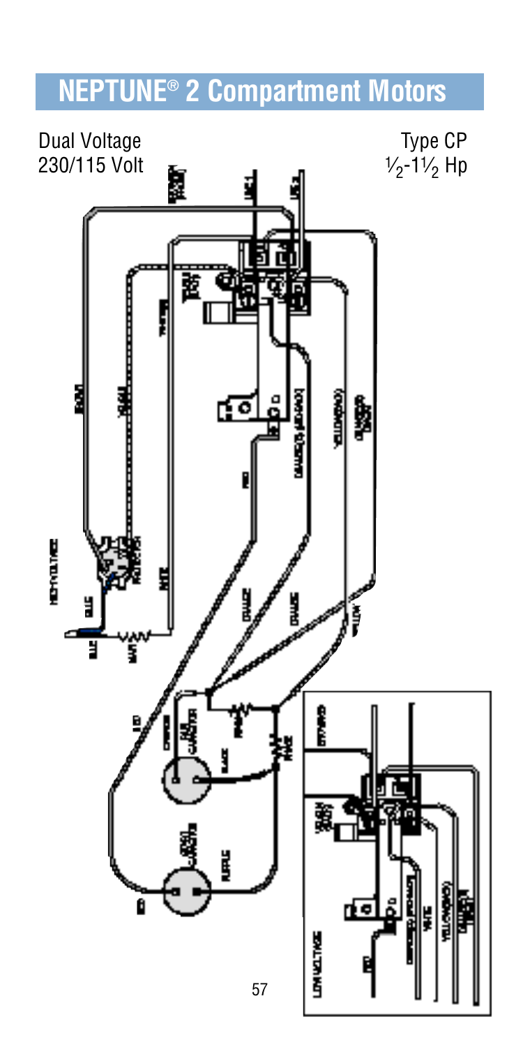# NEPTUNE® 2 Compartment Motors

Dual Voltage
230/115 Volt

Type CP
$\frac{1}{2}$-$1\frac{1}{2}$ Hp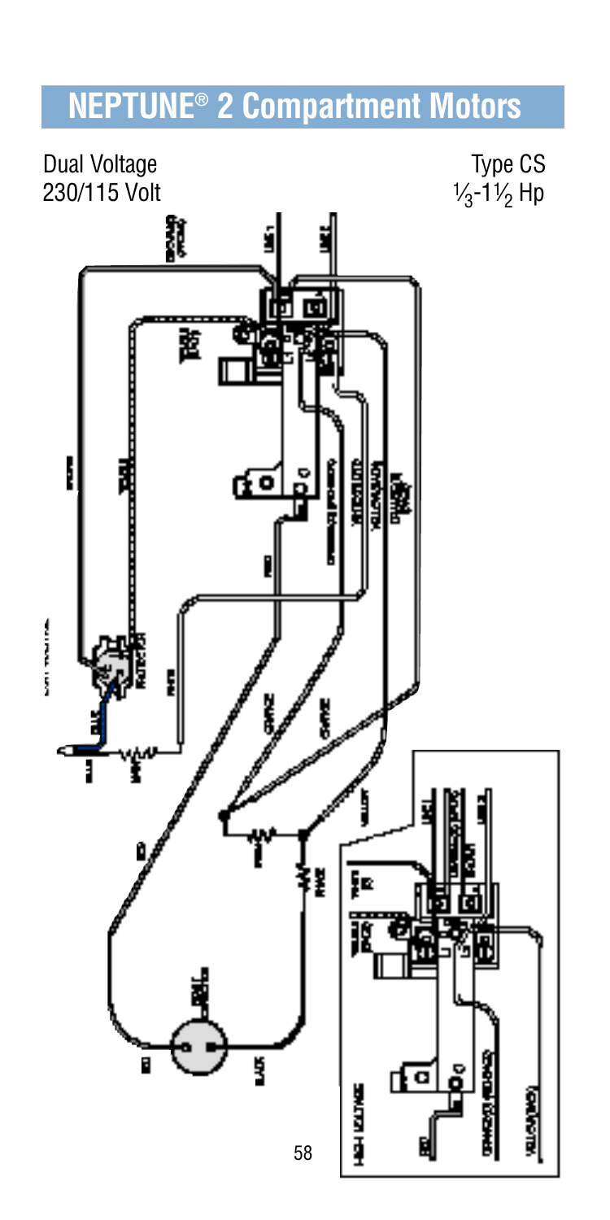# NEPTUNE® 2 Compartment Motors

Dual Voltage
230/115 Volt

Type CS
$\frac{1}{3}$-$1\frac{1}{2}$ Hp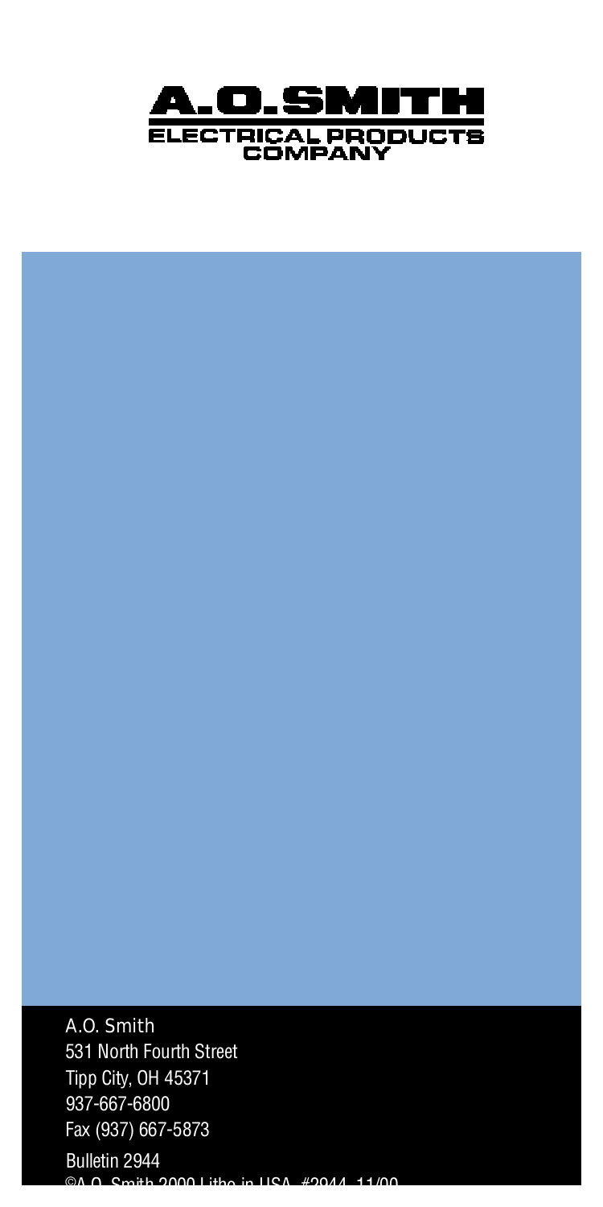A.O. SMITH
ELECTRICAL PRODUCTS
COMPANY

A.O. Smith
531 North Fourth Street
Tipp City, OH 45371
937-667-6800
Fax (937) 667-5873

Bulletin 2944
©A.O. Smith 2000 Litho in USA #2944 11/00